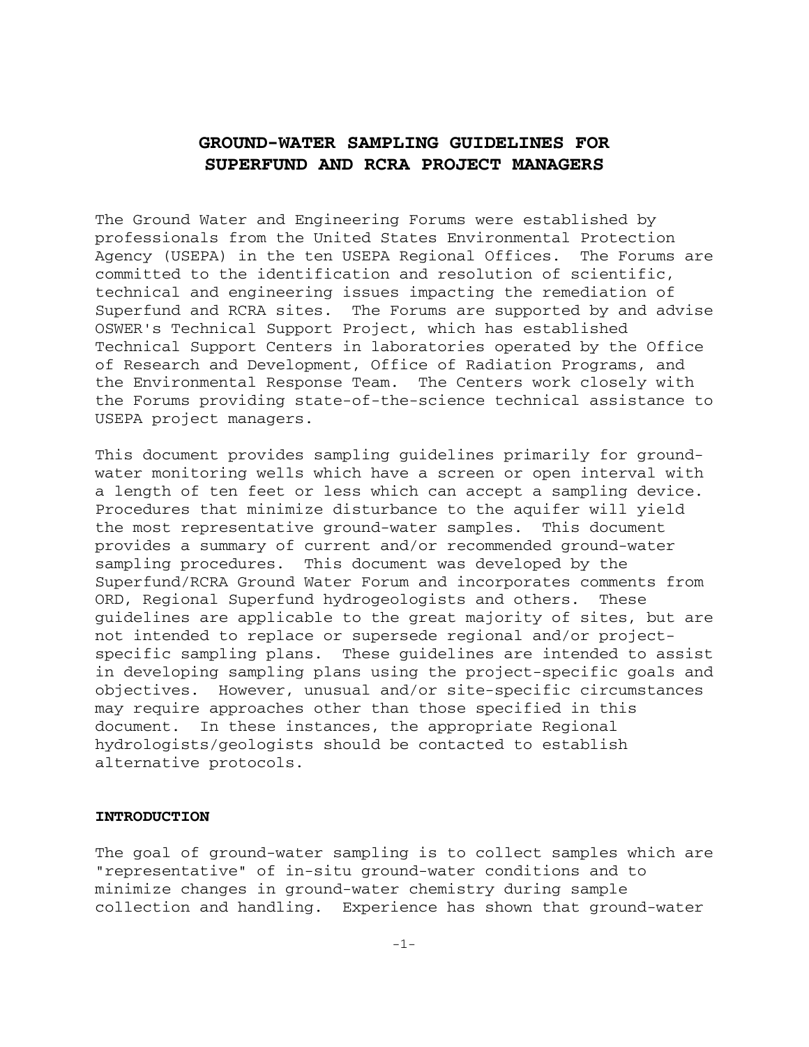# GROUND-WATER SAMPLING GUIDELINES FOR SUPERFUND AND RCRA PROJECT MANAGERS

The Ground Water and Engineering Forums were established by professionals from the United States Environmental Protection Agency (USEPA) in the ten USEPA Regional Offices. The Forums are committed to the identification and resolution of scientific, technical and engineering issues impacting the remediation of Superfund and RCRA sites. The Forums are supported by and advise OSWER's Technical Support Project, which has established Technical Support Centers in laboratories operated by the Office of Research and Development, Office of Radiation Programs, and the Environmental Response Team. The Centers work closely with the Forums providing state-of-the-science technical assistance to USEPA project managers.

This document provides sampling guidelines primarily for ground-water monitoring wells which have a screen or open interval with a length of ten feet or less which can accept a sampling device. Procedures that minimize disturbance to the aquifer will yield the most representative ground-water samples. This document provides a summary of current and/or recommended ground-water sampling procedures. This document was developed by the Superfund/RCRA Ground Water Forum and incorporates comments from ORD, Regional Superfund hydrogeologists and others. These guidelines are applicable to the great majority of sites, but are not intended to replace or supersede regional and/or project-specific sampling plans. These guidelines are intended to assist in developing sampling plans using the project-specific goals and objectives. However, unusual and/or site-specific circumstances may require approaches other than those specified in this document. In these instances, the appropriate Regional hydrologists/geologists should be contacted to establish alternative protocols.

## INTRODUCTION

The goal of ground-water sampling is to collect samples which are "representative" of in-situ ground-water conditions and to minimize changes in ground-water chemistry during sample collection and handling. Experience has shown that ground-water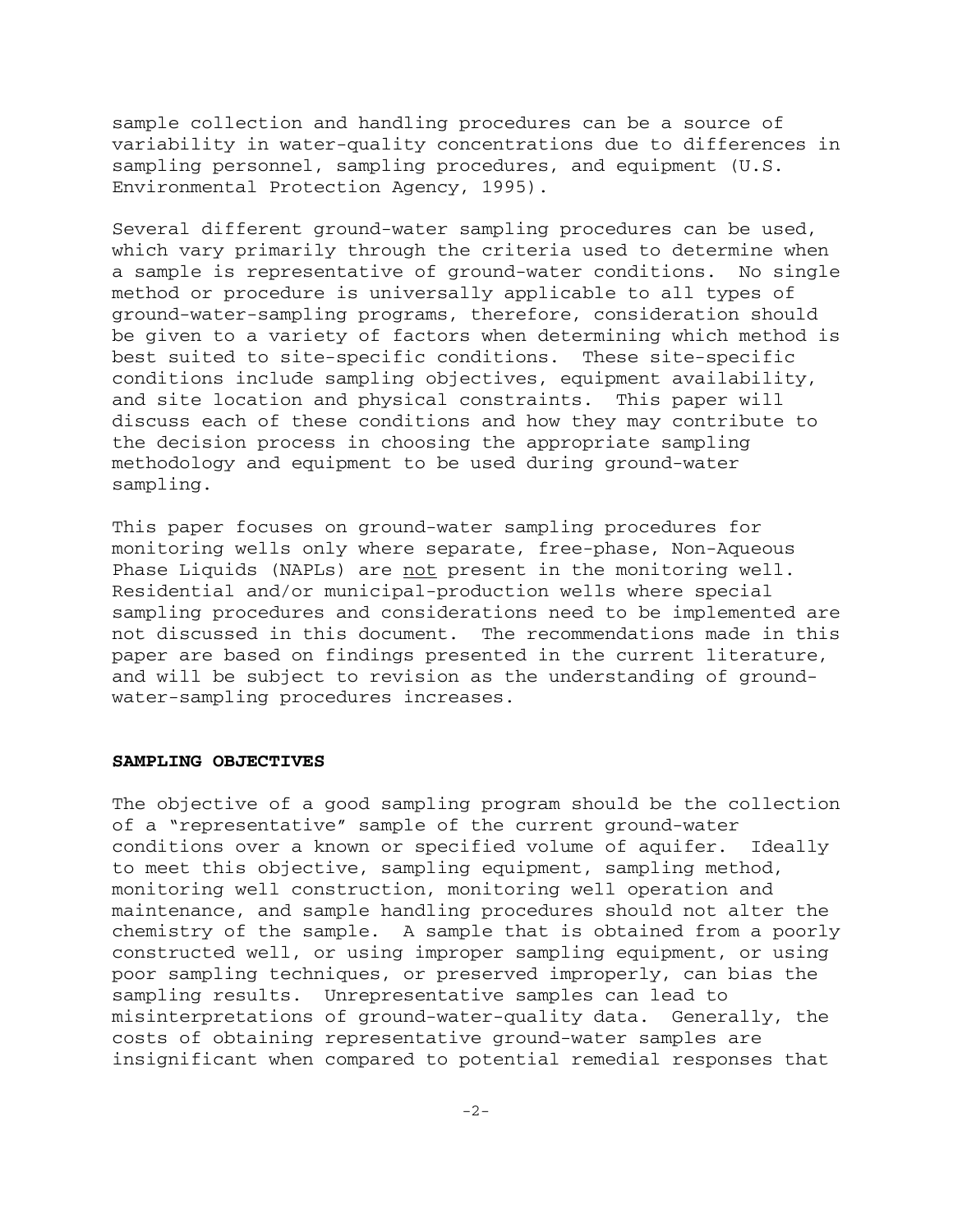sample collection and handling procedures can be a source of variability in water-quality concentrations due to differences in sampling personnel, sampling procedures, and equipment (U.S. Environmental Protection Agency, 1995).

Several different ground-water sampling procedures can be used, which vary primarily through the criteria used to determine when a sample is representative of ground-water conditions. No single method or procedure is universally applicable to all types of ground-water-sampling programs, therefore, consideration should be given to a variety of factors when determining which method is best suited to site-specific conditions. These site-specific conditions include sampling objectives, equipment availability, and site location and physical constraints. This paper will discuss each of these conditions and how they may contribute to the decision process in choosing the appropriate sampling methodology and equipment to be used during ground-water sampling.

This paper focuses on ground-water sampling procedures for monitoring wells only where separate, free-phase, Non-Aqueous Phase Liquids (NAPLs) are <u>not</u> present in the monitoring well. Residential and/or municipal-production wells where special sampling procedures and considerations need to be implemented are not discussed in this document. The recommendations made in this paper are based on findings presented in the current literature, and will be subject to revision as the understanding of ground-water-sampling procedures increases.

**SAMPLING OBJECTIVES**

The objective of a good sampling program should be the collection of a "representative" sample of the current ground-water conditions over a known or specified volume of aquifer. Ideally to meet this objective, sampling equipment, sampling method, monitoring well construction, monitoring well operation and maintenance, and sample handling procedures should not alter the chemistry of the sample. A sample that is obtained from a poorly constructed well, or using improper sampling equipment, or using poor sampling techniques, or preserved improperly, can bias the sampling results. Unrepresentative samples can lead to misinterpretations of ground-water-quality data. Generally, the costs of obtaining representative ground-water samples are insignificant when compared to potential remedial responses that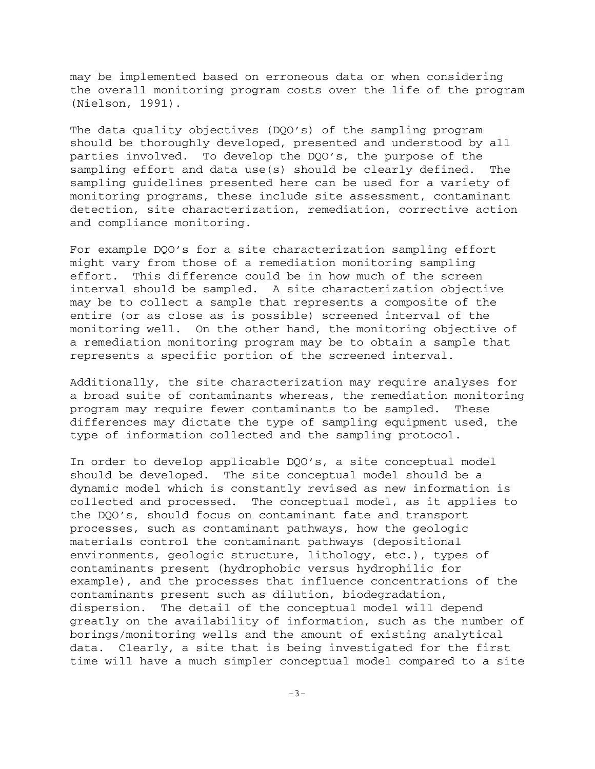may be implemented based on erroneous data or when considering the overall monitoring program costs over the life of the program (Nielson, 1991).

The data quality objectives (DQO's) of the sampling program should be thoroughly developed, presented and understood by all parties involved. To develop the DQO's, the purpose of the sampling effort and data use(s) should be clearly defined. The sampling guidelines presented here can be used for a variety of monitoring programs, these include site assessment, contaminant detection, site characterization, remediation, corrective action and compliance monitoring.

For example DQO's for a site characterization sampling effort might vary from those of a remediation monitoring sampling effort. This difference could be in how much of the screen interval should be sampled. A site characterization objective may be to collect a sample that represents a composite of the entire (or as close as is possible) screened interval of the monitoring well. On the other hand, the monitoring objective of a remediation monitoring program may be to obtain a sample that represents a specific portion of the screened interval.

Additionally, the site characterization may require analyses for a broad suite of contaminants whereas, the remediation monitoring program may require fewer contaminants to be sampled. These differences may dictate the type of sampling equipment used, the type of information collected and the sampling protocol.

In order to develop applicable DQO's, a site conceptual model should be developed. The site conceptual model should be a dynamic model which is constantly revised as new information is collected and processed. The conceptual model, as it applies to the DQO's, should focus on contaminant fate and transport processes, such as contaminant pathways, how the geologic materials control the contaminant pathways (depositional environments, geologic structure, lithology, etc.), types of contaminants present (hydrophobic versus hydrophilic for example), and the processes that influence concentrations of the contaminants present such as dilution, biodegradation, dispersion. The detail of the conceptual model will depend greatly on the availability of information, such as the number of borings/monitoring wells and the amount of existing analytical data. Clearly, a site that is being investigated for the first time will have a much simpler conceptual model compared to a site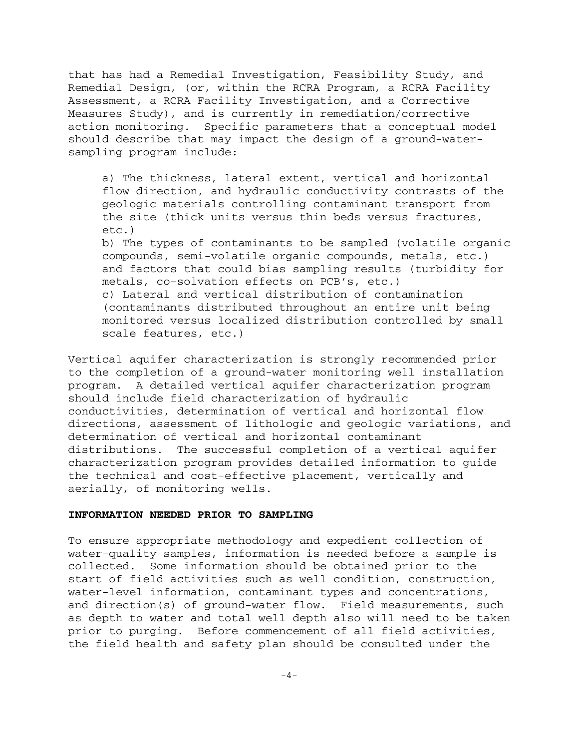that has had a Remedial Investigation, Feasibility Study, and Remedial Design, (or, within the RCRA Program, a RCRA Facility Assessment, a RCRA Facility Investigation, and a Corrective Measures Study), and is currently in remediation/corrective action monitoring. Specific parameters that a conceptual model should describe that may impact the design of a ground-water-sampling program include:

a) The thickness, lateral extent, vertical and horizontal flow direction, and hydraulic conductivity contrasts of the geologic materials controlling contaminant transport from the site (thick units versus thin beds versus fractures, etc.)
b) The types of contaminants to be sampled (volatile organic compounds, semi-volatile organic compounds, metals, etc.) and factors that could bias sampling results (turbidity for metals, co-solvation effects on PCB's, etc.)
c) Lateral and vertical distribution of contamination (contaminants distributed throughout an entire unit being monitored versus localized distribution controlled by small scale features, etc.)

Vertical aquifer characterization is strongly recommended prior to the completion of a ground-water monitoring well installation program. A detailed vertical aquifer characterization program should include field characterization of hydraulic conductivities, determination of vertical and horizontal flow directions, assessment of lithologic and geologic variations, and determination of vertical and horizontal contaminant distributions. The successful completion of a vertical aquifer characterization program provides detailed information to guide the technical and cost-effective placement, vertically and aerially, of monitoring wells.

**INFORMATION NEEDED PRIOR TO SAMPLING**

To ensure appropriate methodology and expedient collection of water-quality samples, information is needed before a sample is collected. Some information should be obtained prior to the start of field activities such as well condition, construction, water-level information, contaminant types and concentrations, and direction(s) of ground-water flow. Field measurements, such as depth to water and total well depth also will need to be taken prior to purging. Before commencement of all field activities, the field health and safety plan should be consulted under the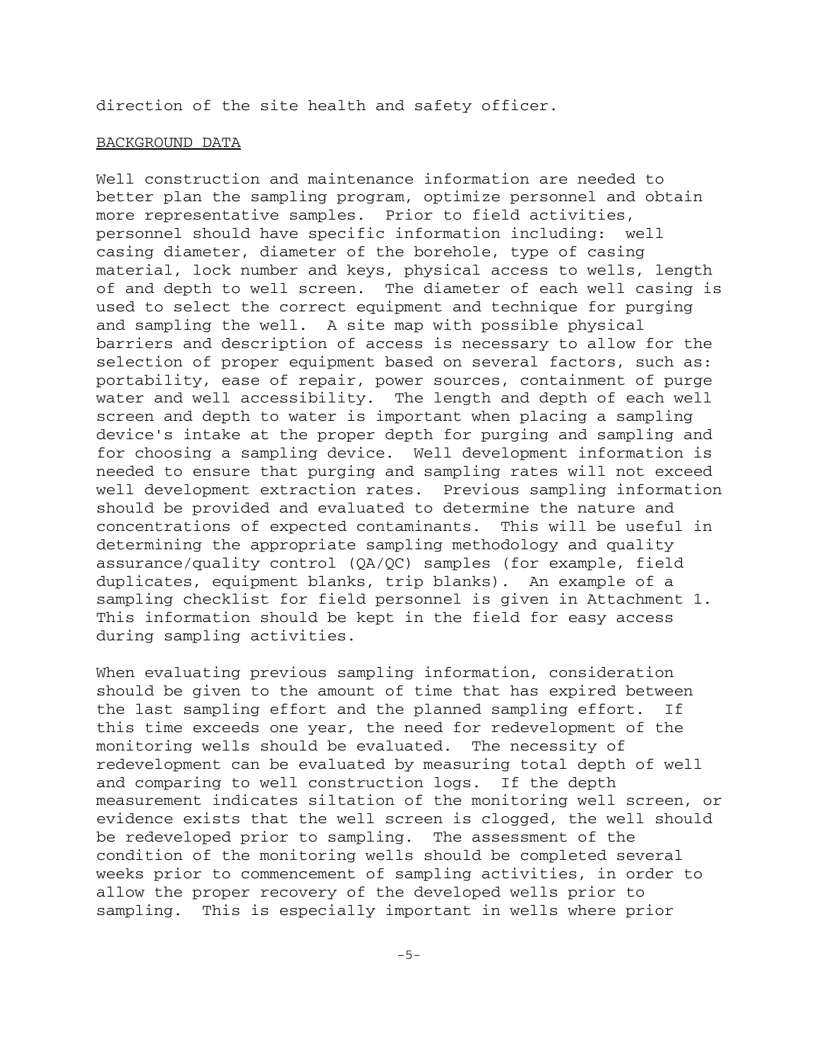direction of the site health and safety officer.

## BACKGROUND DATA

Well construction and maintenance information are needed to better plan the sampling program, optimize personnel and obtain more representative samples. Prior to field activities, personnel should have specific information including: well casing diameter, diameter of the borehole, type of casing material, lock number and keys, physical access to wells, length of and depth to well screen. The diameter of each well casing is used to select the correct equipment and technique for purging and sampling the well. A site map with possible physical barriers and description of access is necessary to allow for the selection of proper equipment based on several factors, such as: portability, ease of repair, power sources, containment of purge water and well accessibility. The length and depth of each well screen and depth to water is important when placing a sampling device's intake at the proper depth for purging and sampling and for choosing a sampling device. Well development information is needed to ensure that purging and sampling rates will not exceed well development extraction rates. Previous sampling information should be provided and evaluated to determine the nature and concentrations of expected contaminants. This will be useful in determining the appropriate sampling methodology and quality assurance/quality control (QA/QC) samples (for example, field duplicates, equipment blanks, trip blanks). An example of a sampling checklist for field personnel is given in Attachment 1. This information should be kept in the field for easy access during sampling activities.

When evaluating previous sampling information, consideration should be given to the amount of time that has expired between the last sampling effort and the planned sampling effort. If this time exceeds one year, the need for redevelopment of the monitoring wells should be evaluated. The necessity of redevelopment can be evaluated by measuring total depth of well and comparing to well construction logs. If the depth measurement indicates siltation of the monitoring well screen, or evidence exists that the well screen is clogged, the well should be redeveloped prior to sampling. The assessment of the condition of the monitoring wells should be completed several weeks prior to commencement of sampling activities, in order to allow the proper recovery of the developed wells prior to sampling. This is especially important in wells where prior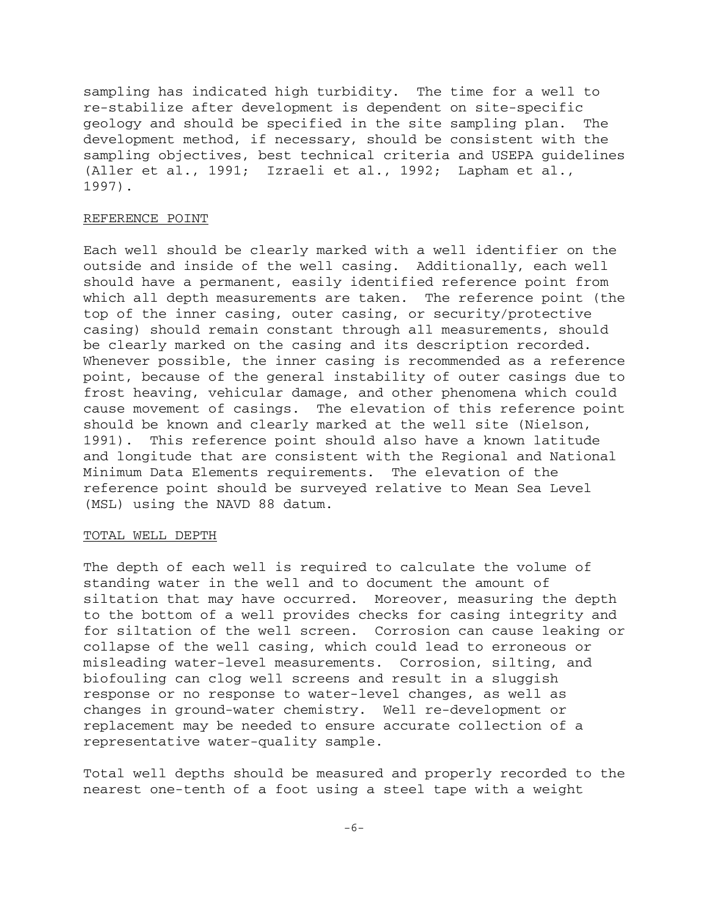sampling has indicated high turbidity. The time for a well to re-stabilize after development is dependent on site-specific geology and should be specified in the site sampling plan. The development method, if necessary, should be consistent with the sampling objectives, best technical criteria and USEPA guidelines (Aller et al., 1991; Izraeli et al., 1992; Lapham et al., 1997).

## REFERENCE POINT

Each well should be clearly marked with a well identifier on the outside and inside of the well casing. Additionally, each well should have a permanent, easily identified reference point from which all depth measurements are taken. The reference point (the top of the inner casing, outer casing, or security/protective casing) should remain constant through all measurements, should be clearly marked on the casing and its description recorded. Whenever possible, the inner casing is recommended as a reference point, because of the general instability of outer casings due to frost heaving, vehicular damage, and other phenomena which could cause movement of casings. The elevation of this reference point should be known and clearly marked at the well site (Nielson, 1991). This reference point should also have a known latitude and longitude that are consistent with the Regional and National Minimum Data Elements requirements. The elevation of the reference point should be surveyed relative to Mean Sea Level (MSL) using the NAVD 88 datum.

## TOTAL WELL DEPTH

The depth of each well is required to calculate the volume of standing water in the well and to document the amount of siltation that may have occurred. Moreover, measuring the depth to the bottom of a well provides checks for casing integrity and for siltation of the well screen. Corrosion can cause leaking or collapse of the well casing, which could lead to erroneous or misleading water-level measurements. Corrosion, silting, and biofouling can clog well screens and result in a sluggish response or no response to water-level changes, as well as changes in ground-water chemistry. Well re-development or replacement may be needed to ensure accurate collection of a representative water-quality sample.

Total well depths should be measured and properly recorded to the nearest one-tenth of a foot using a steel tape with a weight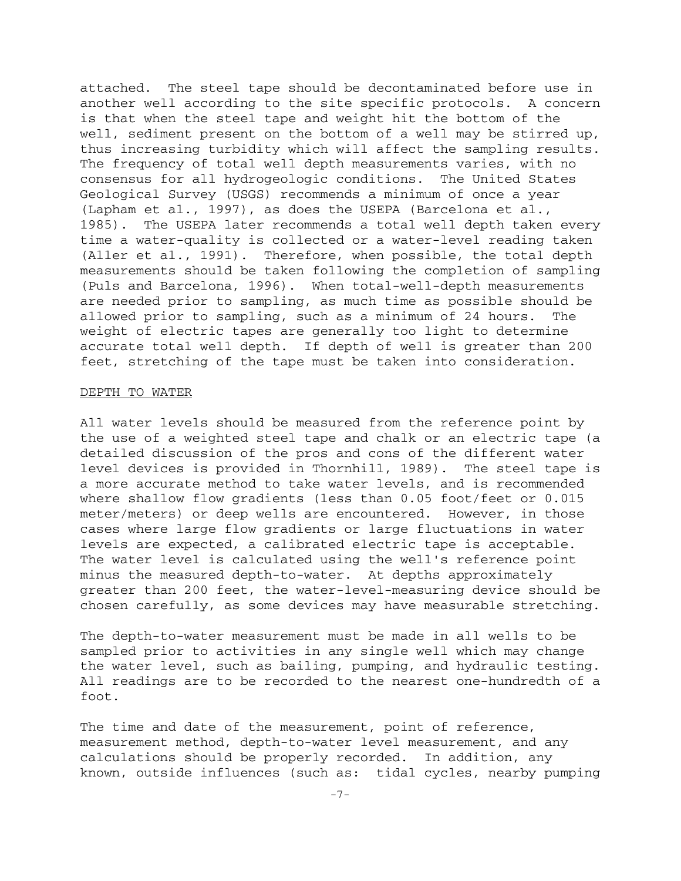attached. The steel tape should be decontaminated before use in another well according to the site specific protocols. A concern is that when the steel tape and weight hit the bottom of the well, sediment present on the bottom of a well may be stirred up, thus increasing turbidity which will affect the sampling results. The frequency of total well depth measurements varies, with no consensus for all hydrogeologic conditions. The United States Geological Survey (USGS) recommends a minimum of once a year (Lapham et al., 1997), as does the USEPA (Barcelona et al., 1985). The USEPA later recommends a total well depth taken every time a water-quality is collected or a water-level reading taken (Aller et al., 1991). Therefore, when possible, the total depth measurements should be taken following the completion of sampling (Puls and Barcelona, 1996). When total-well-depth measurements are needed prior to sampling, as much time as possible should be allowed prior to sampling, such as a minimum of 24 hours. The weight of electric tapes are generally too light to determine accurate total well depth. If depth of well is greater than 200 feet, stretching of the tape must be taken into consideration.

## DEPTH TO WATER

All water levels should be measured from the reference point by the use of a weighted steel tape and chalk or an electric tape (a detailed discussion of the pros and cons of the different water level devices is provided in Thornhill, 1989). The steel tape is a more accurate method to take water levels, and is recommended where shallow flow gradients (less than 0.05 foot/feet or 0.015 meter/meters) or deep wells are encountered. However, in those cases where large flow gradients or large fluctuations in water levels are expected, a calibrated electric tape is acceptable. The water level is calculated using the well's reference point minus the measured depth-to-water. At depths approximately greater than 200 feet, the water-level-measuring device should be chosen carefully, as some devices may have measurable stretching.

The depth-to-water measurement must be made in all wells to be sampled prior to activities in any single well which may change the water level, such as bailing, pumping, and hydraulic testing. All readings are to be recorded to the nearest one-hundredth of a foot.

The time and date of the measurement, point of reference, measurement method, depth-to-water level measurement, and any calculations should be properly recorded. In addition, any known, outside influences (such as: tidal cycles, nearby pumping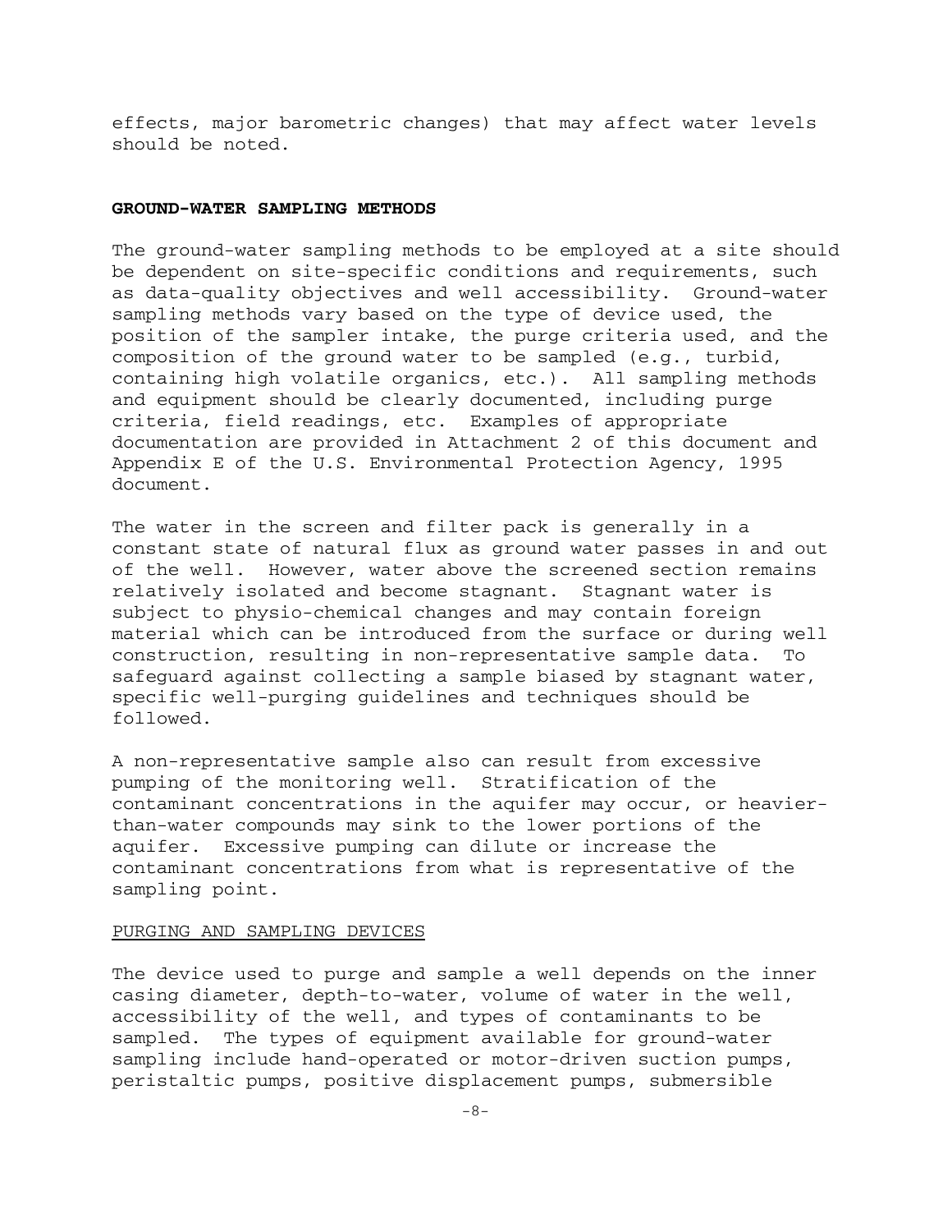effects, major barometric changes) that may affect water levels should be noted.

## GROUND-WATER SAMPLING METHODS

The ground-water sampling methods to be employed at a site should be dependent on site-specific conditions and requirements, such as data-quality objectives and well accessibility. Ground-water sampling methods vary based on the type of device used, the position of the sampler intake, the purge criteria used, and the composition of the ground water to be sampled (e.g., turbid, containing high volatile organics, etc.). All sampling methods and equipment should be clearly documented, including purge criteria, field readings, etc. Examples of appropriate documentation are provided in Attachment 2 of this document and Appendix E of the U.S. Environmental Protection Agency, 1995 document.

The water in the screen and filter pack is generally in a constant state of natural flux as ground water passes in and out of the well. However, water above the screened section remains relatively isolated and become stagnant. Stagnant water is subject to physio-chemical changes and may contain foreign material which can be introduced from the surface or during well construction, resulting in non-representative sample data. To safeguard against collecting a sample biased by stagnant water, specific well-purging guidelines and techniques should be followed.

A non-representative sample also can result from excessive pumping of the monitoring well. Stratification of the contaminant concentrations in the aquifer may occur, or heavier-than-water compounds may sink to the lower portions of the aquifer. Excessive pumping can dilute or increase the contaminant concentrations from what is representative of the sampling point.

### PURGING AND SAMPLING DEVICES

The device used to purge and sample a well depends on the inner casing diameter, depth-to-water, volume of water in the well, accessibility of the well, and types of contaminants to be sampled. The types of equipment available for ground-water sampling include hand-operated or motor-driven suction pumps, peristaltic pumps, positive displacement pumps, submersible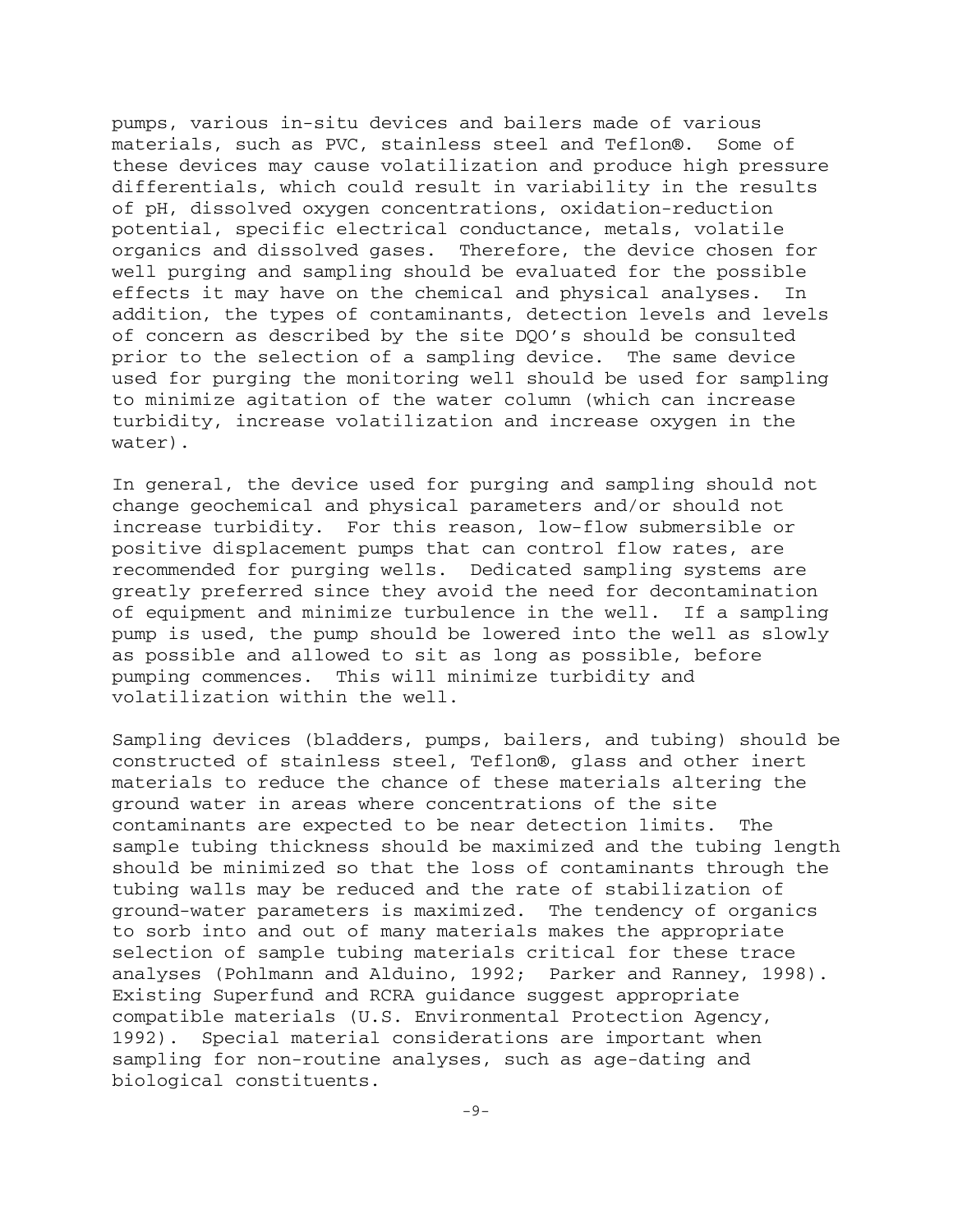pumps, various in-situ devices and bailers made of various materials, such as PVC, stainless steel and Teflon®. Some of these devices may cause volatilization and produce high pressure differentials, which could result in variability in the results of pH, dissolved oxygen concentrations, oxidation-reduction potential, specific electrical conductance, metals, volatile organics and dissolved gases. Therefore, the device chosen for well purging and sampling should be evaluated for the possible effects it may have on the chemical and physical analyses. In addition, the types of contaminants, detection levels and levels of concern as described by the site DQO's should be consulted prior to the selection of a sampling device. The same device used for purging the monitoring well should be used for sampling to minimize agitation of the water column (which can increase turbidity, increase volatilization and increase oxygen in the water).

In general, the device used for purging and sampling should not change geochemical and physical parameters and/or should not increase turbidity. For this reason, low-flow submersible or positive displacement pumps that can control flow rates, are recommended for purging wells. Dedicated sampling systems are greatly preferred since they avoid the need for decontamination of equipment and minimize turbulence in the well. If a sampling pump is used, the pump should be lowered into the well as slowly as possible and allowed to sit as long as possible, before pumping commences. This will minimize turbidity and volatilization within the well.

Sampling devices (bladders, pumps, bailers, and tubing) should be constructed of stainless steel, Teflon®, glass and other inert materials to reduce the chance of these materials altering the ground water in areas where concentrations of the site contaminants are expected to be near detection limits. The sample tubing thickness should be maximized and the tubing length should be minimized so that the loss of contaminants through the tubing walls may be reduced and the rate of stabilization of ground-water parameters is maximized. The tendency of organics to sorb into and out of many materials makes the appropriate selection of sample tubing materials critical for these trace analyses (Pohlmann and Alduino, 1992; Parker and Ranney, 1998). Existing Superfund and RCRA guidance suggest appropriate compatible materials (U.S. Environmental Protection Agency, 1992). Special material considerations are important when sampling for non-routine analyses, such as age-dating and biological constituents.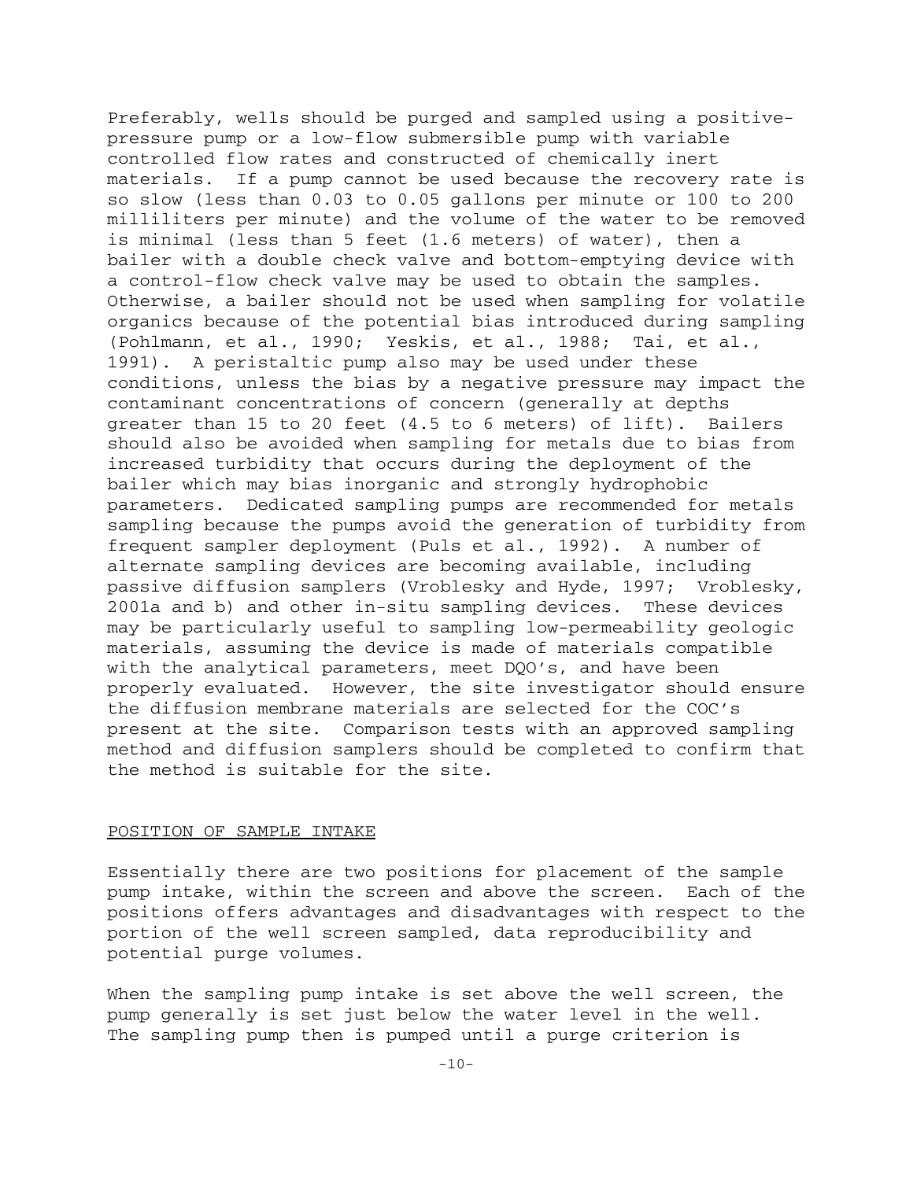Preferably, wells should be purged and sampled using a positive-pressure pump or a low-flow submersible pump with variable controlled flow rates and constructed of chemically inert materials. If a pump cannot be used because the recovery rate is so slow (less than 0.03 to 0.05 gallons per minute or 100 to 200 milliliters per minute) and the volume of the water to be removed is minimal (less than 5 feet (1.6 meters) of water), then a bailer with a double check valve and bottom-emptying device with a control-flow check valve may be used to obtain the samples. Otherwise, a bailer should not be used when sampling for volatile organics because of the potential bias introduced during sampling (Pohlmann, et al., 1990; Yeskis, et al., 1988; Tai, et al., 1991). A peristaltic pump also may be used under these conditions, unless the bias by a negative pressure may impact the contaminant concentrations of concern (generally at depths greater than 15 to 20 feet (4.5 to 6 meters) of lift). Bailers should also be avoided when sampling for metals due to bias from increased turbidity that occurs during the deployment of the bailer which may bias inorganic and strongly hydrophobic parameters. Dedicated sampling pumps are recommended for metals sampling because the pumps avoid the generation of turbidity from frequent sampler deployment (Puls et al., 1992). A number of alternate sampling devices are becoming available, including passive diffusion samplers (Vroblesky and Hyde, 1997; Vroblesky, 2001a and b) and other in-situ sampling devices. These devices may be particularly useful to sampling low-permeability geologic materials, assuming the device is made of materials compatible with the analytical parameters, meet DQO's, and have been properly evaluated. However, the site investigator should ensure the diffusion membrane materials are selected for the COC's present at the site. Comparison tests with an approved sampling method and diffusion samplers should be completed to confirm that the method is suitable for the site.

## POSITION OF SAMPLE INTAKE

Essentially there are two positions for placement of the sample pump intake, within the screen and above the screen. Each of the positions offers advantages and disadvantages with respect to the portion of the well screen sampled, data reproducibility and potential purge volumes.

When the sampling pump intake is set above the well screen, the pump generally is set just below the water level in the well. The sampling pump then is pumped until a purge criterion is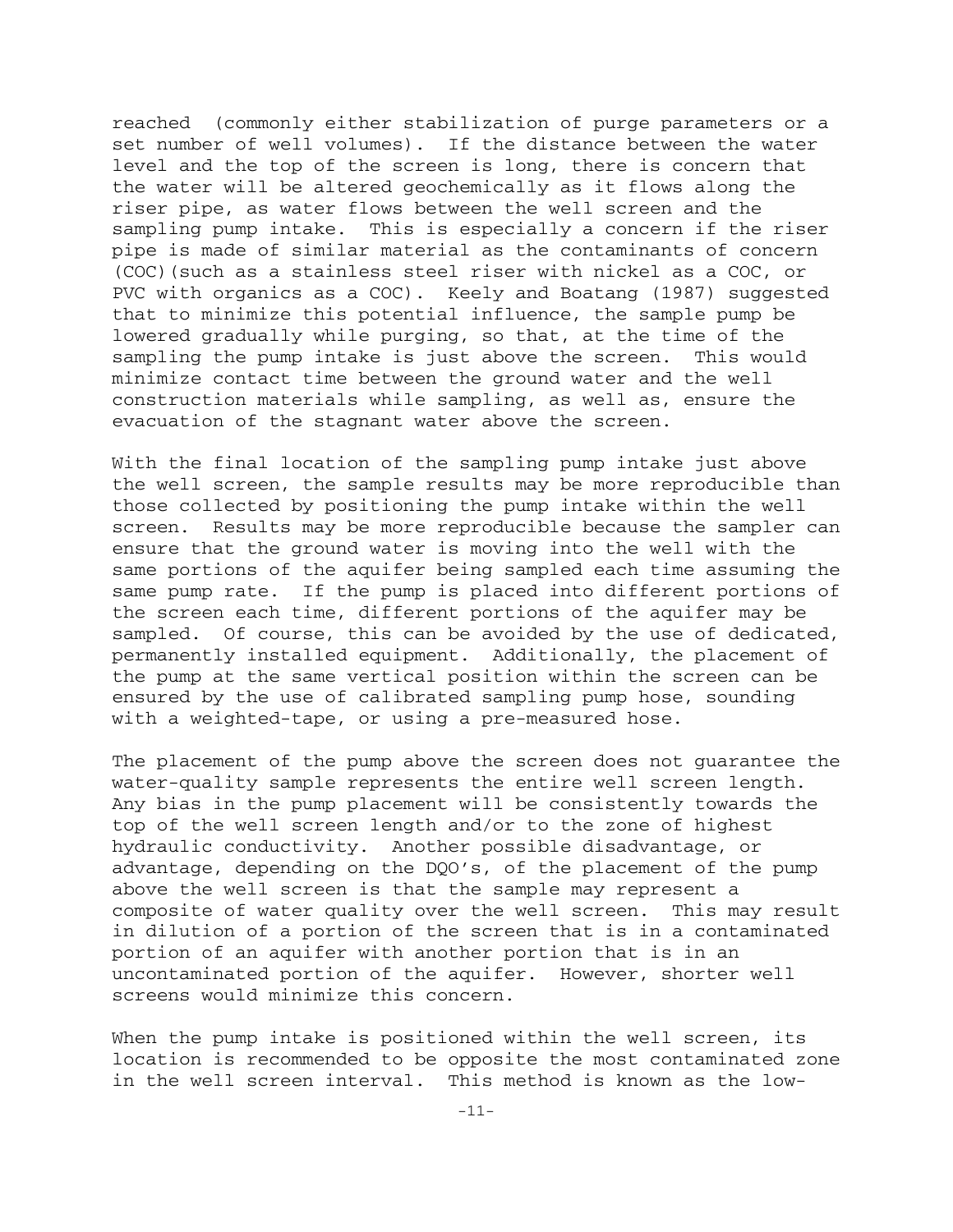reached (commonly either stabilization of purge parameters or a set number of well volumes). If the distance between the water level and the top of the screen is long, there is concern that the water will be altered geochemically as it flows along the riser pipe, as water flows between the well screen and the sampling pump intake. This is especially a concern if the riser pipe is made of similar material as the contaminants of concern (COC)(such as a stainless steel riser with nickel as a COC, or PVC with organics as a COC). Keely and Boatang (1987) suggested that to minimize this potential influence, the sample pump be lowered gradually while purging, so that, at the time of the sampling the pump intake is just above the screen. This would minimize contact time between the ground water and the well construction materials while sampling, as well as, ensure the evacuation of the stagnant water above the screen.

With the final location of the sampling pump intake just above the well screen, the sample results may be more reproducible than those collected by positioning the pump intake within the well screen. Results may be more reproducible because the sampler can ensure that the ground water is moving into the well with the same portions of the aquifer being sampled each time assuming the same pump rate. If the pump is placed into different portions of the screen each time, different portions of the aquifer may be sampled. Of course, this can be avoided by the use of dedicated, permanently installed equipment. Additionally, the placement of the pump at the same vertical position within the screen can be ensured by the use of calibrated sampling pump hose, sounding with a weighted-tape, or using a pre-measured hose.

The placement of the pump above the screen does not guarantee the water-quality sample represents the entire well screen length. Any bias in the pump placement will be consistently towards the top of the well screen length and/or to the zone of highest hydraulic conductivity. Another possible disadvantage, or advantage, depending on the DQO's, of the placement of the pump above the well screen is that the sample may represent a composite of water quality over the well screen. This may result in dilution of a portion of the screen that is in a contaminated portion of an aquifer with another portion that is in an uncontaminated portion of the aquifer. However, shorter well screens would minimize this concern.

When the pump intake is positioned within the well screen, its location is recommended to be opposite the most contaminated zone in the well screen interval. This method is known as the low-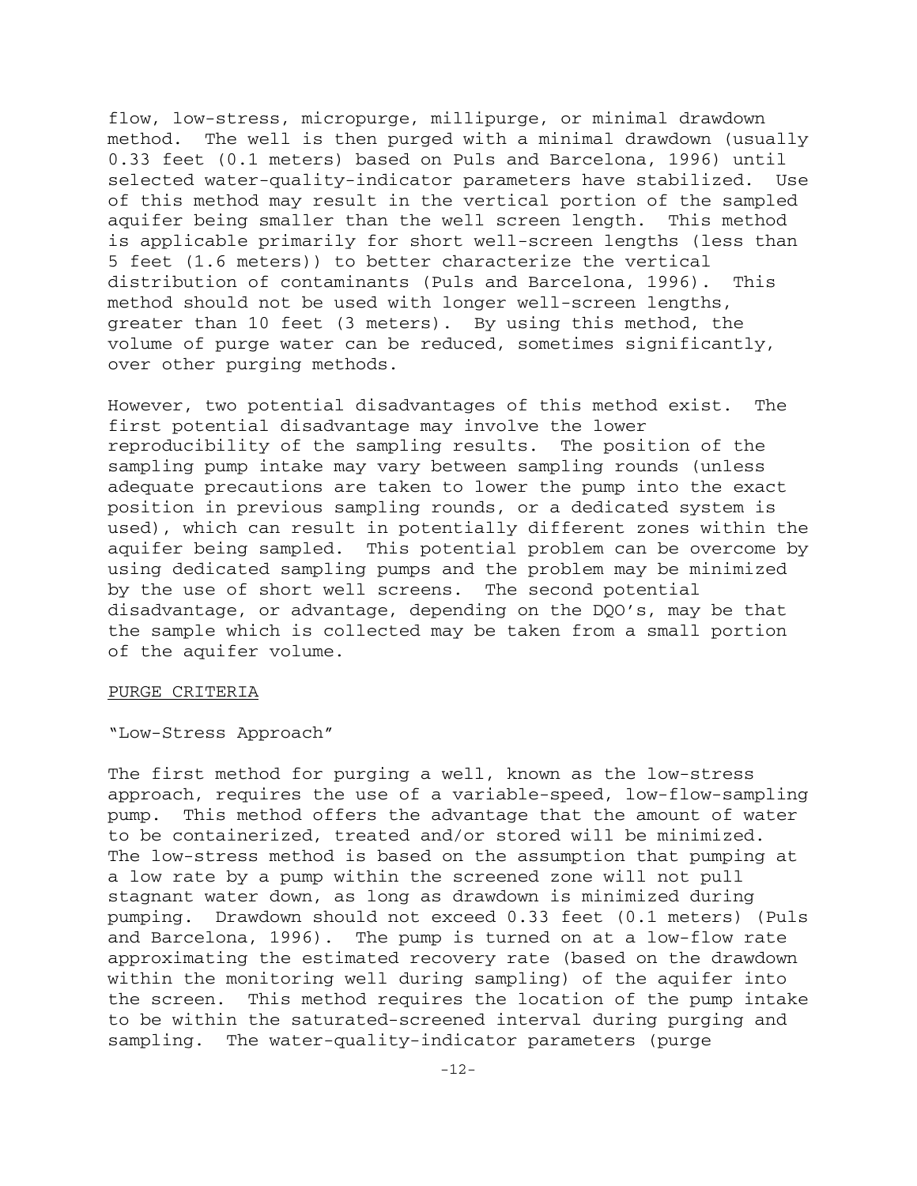flow, low-stress, micropurge, millipurge, or minimal drawdown method. The well is then purged with a minimal drawdown (usually 0.33 feet (0.1 meters) based on Puls and Barcelona, 1996) until selected water-quality-indicator parameters have stabilized. Use of this method may result in the vertical portion of the sampled aquifer being smaller than the well screen length. This method is applicable primarily for short well-screen lengths (less than 5 feet (1.6 meters)) to better characterize the vertical distribution of contaminants (Puls and Barcelona, 1996). This method should not be used with longer well-screen lengths, greater than 10 feet (3 meters). By using this method, the volume of purge water can be reduced, sometimes significantly, over other purging methods.

However, two potential disadvantages of this method exist. The first potential disadvantage may involve the lower reproducibility of the sampling results. The position of the sampling pump intake may vary between sampling rounds (unless adequate precautions are taken to lower the pump into the exact position in previous sampling rounds, or a dedicated system is used), which can result in potentially different zones within the aquifer being sampled. This potential problem can be overcome by using dedicated sampling pumps and the problem may be minimized by the use of short well screens. The second potential disadvantage, or advantage, depending on the DQO's, may be that the sample which is collected may be taken from a small portion of the aquifer volume.

## PURGE CRITERIA

### "Low-Stress Approach"

The first method for purging a well, known as the low-stress approach, requires the use of a variable-speed, low-flow-sampling pump. This method offers the advantage that the amount of water to be containerized, treated and/or stored will be minimized. The low-stress method is based on the assumption that pumping at a low rate by a pump within the screened zone will not pull stagnant water down, as long as drawdown is minimized during pumping. Drawdown should not exceed 0.33 feet (0.1 meters) (Puls and Barcelona, 1996). The pump is turned on at a low-flow rate approximating the estimated recovery rate (based on the drawdown within the monitoring well during sampling) of the aquifer into the screen. This method requires the location of the pump intake to be within the saturated-screened interval during purging and sampling. The water-quality-indicator parameters (purge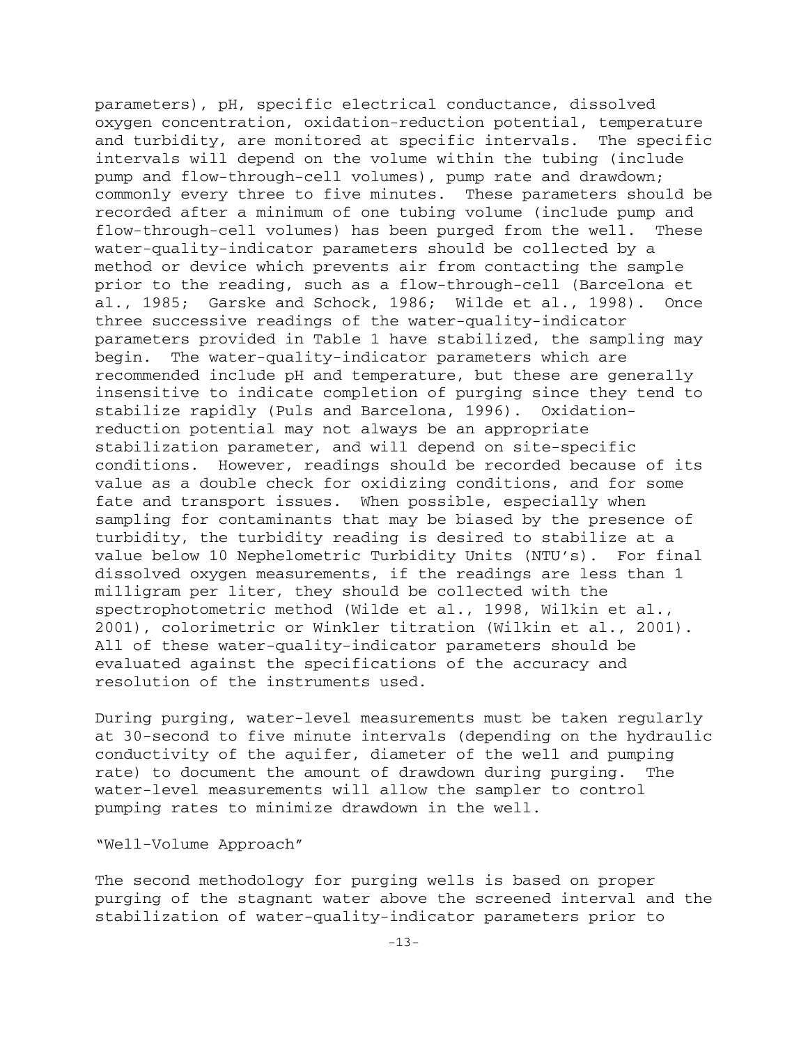parameters), pH, specific electrical conductance, dissolved oxygen concentration, oxidation-reduction potential, temperature and turbidity, are monitored at specific intervals. The specific intervals will depend on the volume within the tubing (include pump and flow-through-cell volumes), pump rate and drawdown; commonly every three to five minutes. These parameters should be recorded after a minimum of one tubing volume (include pump and flow-through-cell volumes) has been purged from the well. These water-quality-indicator parameters should be collected by a method or device which prevents air from contacting the sample prior to the reading, such as a flow-through-cell (Barcelona et al., 1985; Garske and Schock, 1986; Wilde et al., 1998). Once three successive readings of the water-quality-indicator parameters provided in Table 1 have stabilized, the sampling may begin. The water-quality-indicator parameters which are recommended include pH and temperature, but these are generally insensitive to indicate completion of purging since they tend to stabilize rapidly (Puls and Barcelona, 1996). Oxidation-reduction potential may not always be an appropriate stabilization parameter, and will depend on site-specific conditions. However, readings should be recorded because of its value as a double check for oxidizing conditions, and for some fate and transport issues. When possible, especially when sampling for contaminants that may be biased by the presence of turbidity, the turbidity reading is desired to stabilize at a value below 10 Nephelometric Turbidity Units (NTU's). For final dissolved oxygen measurements, if the readings are less than 1 milligram per liter, they should be collected with the spectrophotometric method (Wilde et al., 1998, Wilkin et al., 2001), colorimetric or Winkler titration (Wilkin et al., 2001). All of these water-quality-indicator parameters should be evaluated against the specifications of the accuracy and resolution of the instruments used.

During purging, water-level measurements must be taken regularly at 30-second to five minute intervals (depending on the hydraulic conductivity of the aquifer, diameter of the well and pumping rate) to document the amount of drawdown during purging. The water-level measurements will allow the sampler to control pumping rates to minimize drawdown in the well.

"Well-Volume Approach"

The second methodology for purging wells is based on proper purging of the stagnant water above the screened interval and the stabilization of water-quality-indicator parameters prior to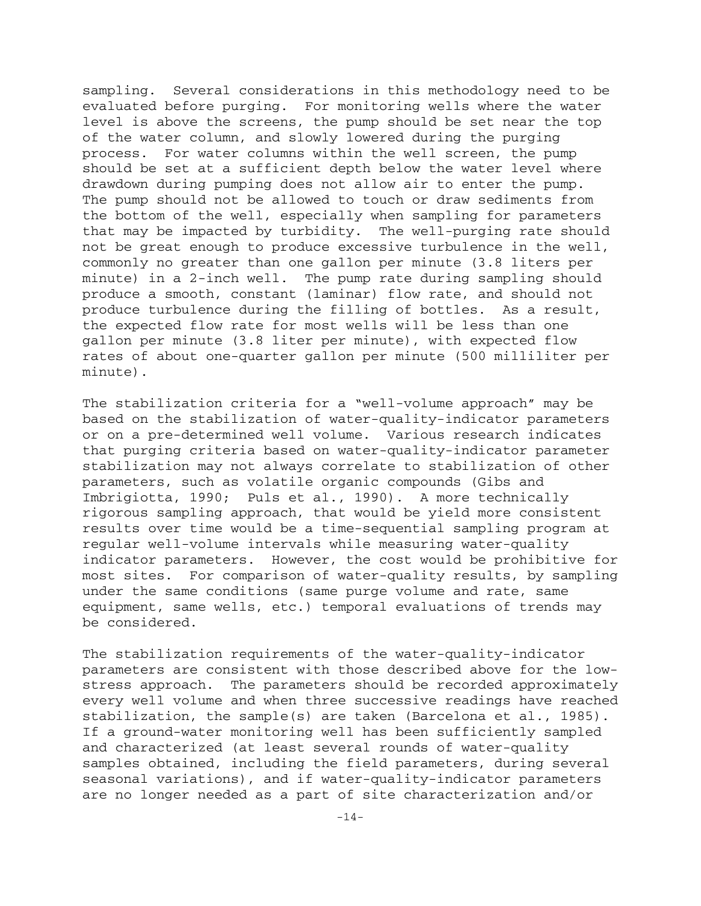sampling. Several considerations in this methodology need to be evaluated before purging. For monitoring wells where the water level is above the screens, the pump should be set near the top of the water column, and slowly lowered during the purging process. For water columns within the well screen, the pump should be set at a sufficient depth below the water level where drawdown during pumping does not allow air to enter the pump. The pump should not be allowed to touch or draw sediments from the bottom of the well, especially when sampling for parameters that may be impacted by turbidity. The well-purging rate should not be great enough to produce excessive turbulence in the well, commonly no greater than one gallon per minute (3.8 liters per minute) in a 2-inch well. The pump rate during sampling should produce a smooth, constant (laminar) flow rate, and should not produce turbulence during the filling of bottles. As a result, the expected flow rate for most wells will be less than one gallon per minute (3.8 liter per minute), with expected flow rates of about one-quarter gallon per minute (500 milliliter per minute).

The stabilization criteria for a "well-volume approach" may be based on the stabilization of water-quality-indicator parameters or on a pre-determined well volume. Various research indicates that purging criteria based on water-quality-indicator parameter stabilization may not always correlate to stabilization of other parameters, such as volatile organic compounds (Gibs and Imbrigiotta, 1990; Puls et al., 1990). A more technically rigorous sampling approach, that would be yield more consistent results over time would be a time-sequential sampling program at regular well-volume intervals while measuring water-quality indicator parameters. However, the cost would be prohibitive for most sites. For comparison of water-quality results, by sampling under the same conditions (same purge volume and rate, same equipment, same wells, etc.) temporal evaluations of trends may be considered.

The stabilization requirements of the water-quality-indicator parameters are consistent with those described above for the low-stress approach. The parameters should be recorded approximately every well volume and when three successive readings have reached stabilization, the sample(s) are taken (Barcelona et al., 1985). If a ground-water monitoring well has been sufficiently sampled and characterized (at least several rounds of water-quality samples obtained, including the field parameters, during several seasonal variations), and if water-quality-indicator parameters are no longer needed as a part of site characterization and/or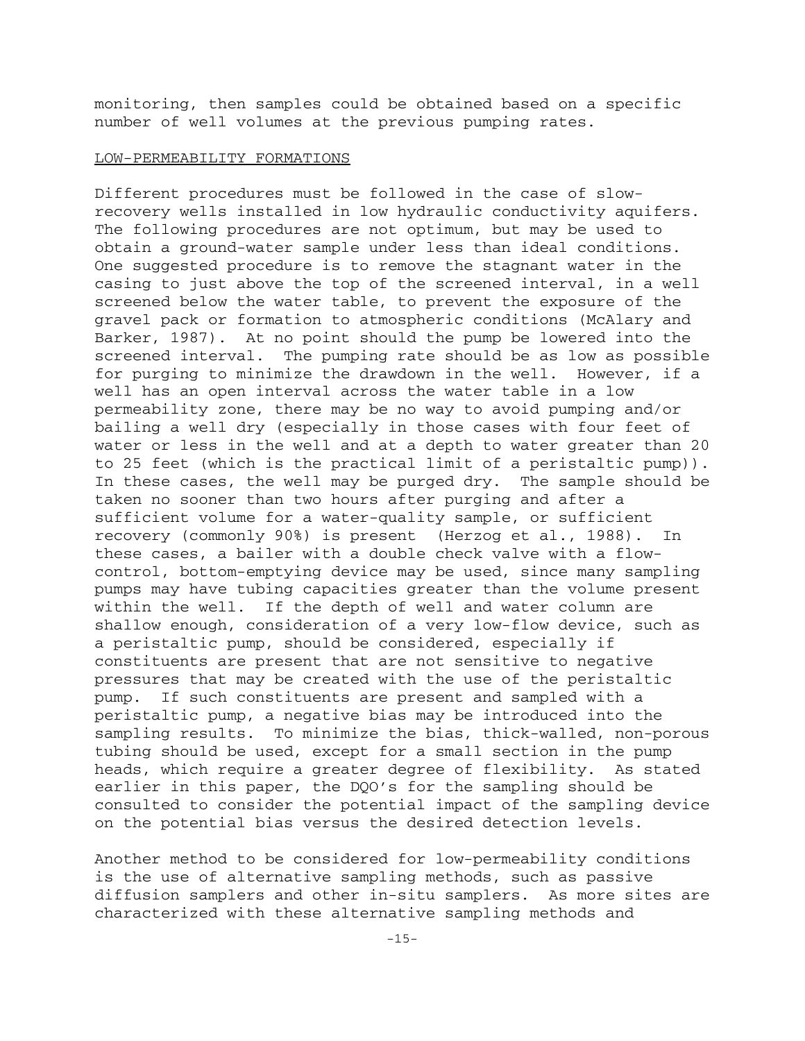monitoring, then samples could be obtained based on a specific number of well volumes at the previous pumping rates.

## LOW-PERMEABILITY FORMATIONS

Different procedures must be followed in the case of slow-recovery wells installed in low hydraulic conductivity aquifers. The following procedures are not optimum, but may be used to obtain a ground-water sample under less than ideal conditions. One suggested procedure is to remove the stagnant water in the casing to just above the top of the screened interval, in a well screened below the water table, to prevent the exposure of the gravel pack or formation to atmospheric conditions (McAlary and Barker, 1987). At no point should the pump be lowered into the screened interval. The pumping rate should be as low as possible for purging to minimize the drawdown in the well. However, if a well has an open interval across the water table in a low permeability zone, there may be no way to avoid pumping and/or bailing a well dry (especially in those cases with four feet of water or less in the well and at a depth to water greater than 20 to 25 feet (which is the practical limit of a peristaltic pump)). In these cases, the well may be purged dry. The sample should be taken no sooner than two hours after purging and after a sufficient volume for a water-quality sample, or sufficient recovery (commonly 90%) is present (Herzog et al., 1988). In these cases, a bailer with a double check valve with a flow-control, bottom-emptying device may be used, since many sampling pumps may have tubing capacities greater than the volume present within the well. If the depth of well and water column are shallow enough, consideration of a very low-flow device, such as a peristaltic pump, should be considered, especially if constituents are present that are not sensitive to negative pressures that may be created with the use of the peristaltic pump. If such constituents are present and sampled with a peristaltic pump, a negative bias may be introduced into the sampling results. To minimize the bias, thick-walled, non-porous tubing should be used, except for a small section in the pump heads, which require a greater degree of flexibility. As stated earlier in this paper, the DQO's for the sampling should be consulted to consider the potential impact of the sampling device on the potential bias versus the desired detection levels.

Another method to be considered for low-permeability conditions is the use of alternative sampling methods, such as passive diffusion samplers and other in-situ samplers. As more sites are characterized with these alternative sampling methods and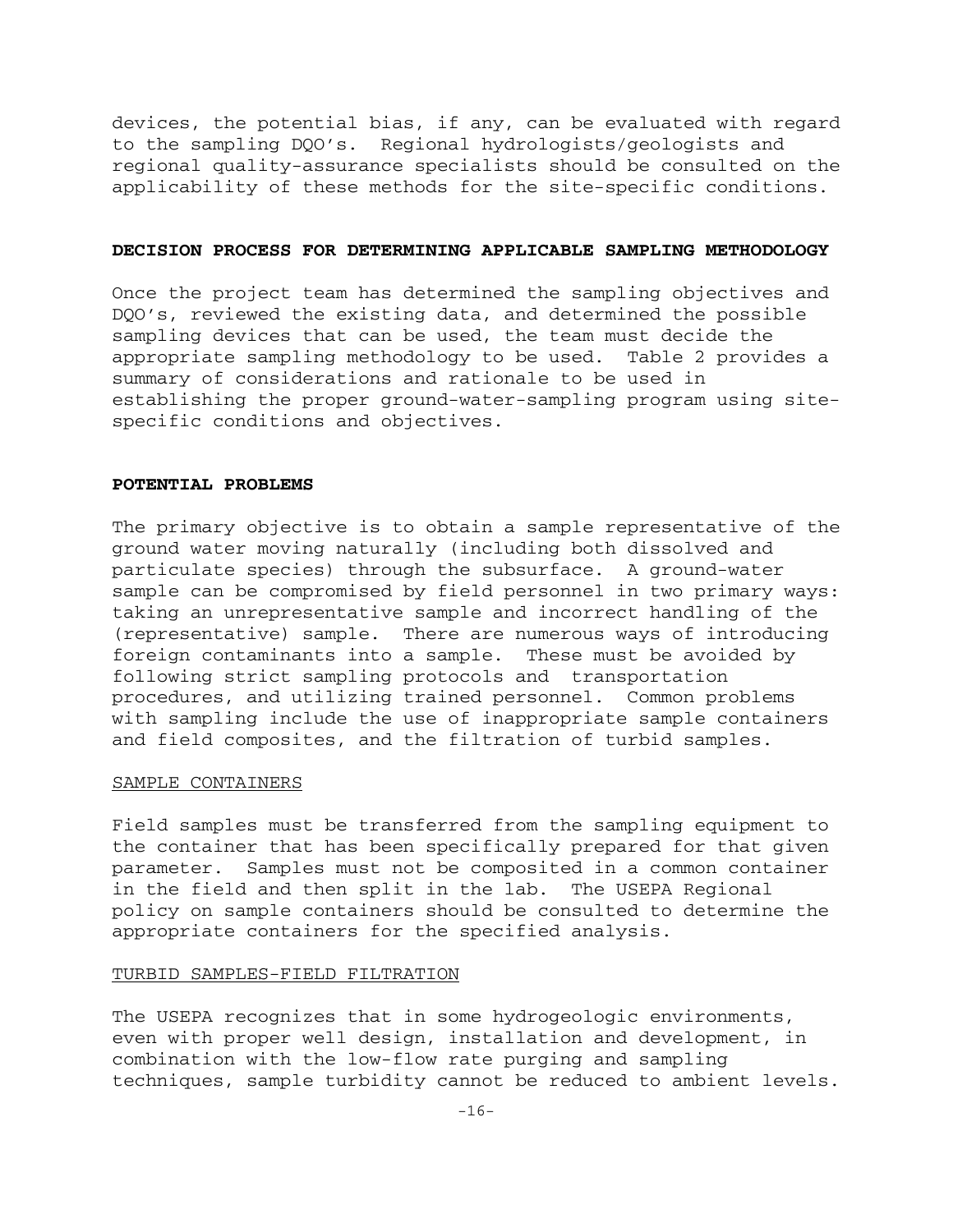devices, the potential bias, if any, can be evaluated with regard to the sampling DQO's. Regional hydrologists/geologists and regional quality-assurance specialists should be consulted on the applicability of these methods for the site-specific conditions.

## DECISION PROCESS FOR DETERMINING APPLICABLE SAMPLING METHODOLOGY

Once the project team has determined the sampling objectives and DQO's, reviewed the existing data, and determined the possible sampling devices that can be used, the team must decide the appropriate sampling methodology to be used. Table 2 provides a summary of considerations and rationale to be used in establishing the proper ground-water-sampling program using site-specific conditions and objectives.

## POTENTIAL PROBLEMS

The primary objective is to obtain a sample representative of the ground water moving naturally (including both dissolved and particulate species) through the subsurface. A ground-water sample can be compromised by field personnel in two primary ways: taking an unrepresentative sample and incorrect handling of the (representative) sample. There are numerous ways of introducing foreign contaminants into a sample. These must be avoided by following strict sampling protocols and transportation procedures, and utilizing trained personnel. Common problems with sampling include the use of inappropriate sample containers and field composites, and the filtration of turbid samples.

### SAMPLE CONTAINERS

Field samples must be transferred from the sampling equipment to the container that has been specifically prepared for that given parameter. Samples must not be composited in a common container in the field and then split in the lab. The USEPA Regional policy on sample containers should be consulted to determine the appropriate containers for the specified analysis.

### TURBID SAMPLES-FIELD FILTRATION

The USEPA recognizes that in some hydrogeologic environments, even with proper well design, installation and development, in combination with the low-flow rate purging and sampling techniques, sample turbidity cannot be reduced to ambient levels.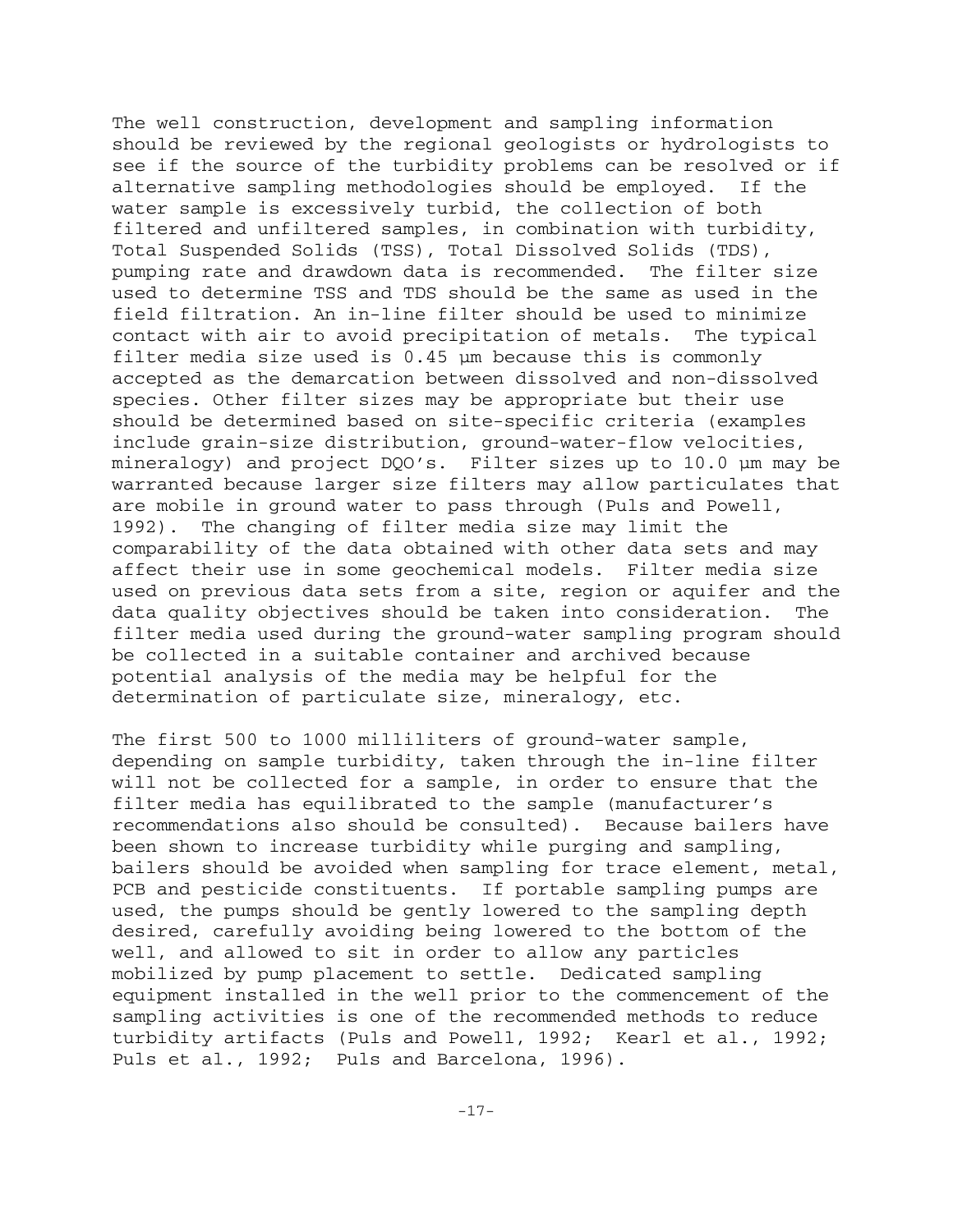The well construction, development and sampling information should be reviewed by the regional geologists or hydrologists to see if the source of the turbidity problems can be resolved or if alternative sampling methodologies should be employed. If the water sample is excessively turbid, the collection of both filtered and unfiltered samples, in combination with turbidity, Total Suspended Solids (TSS), Total Dissolved Solids (TDS), pumping rate and drawdown data is recommended. The filter size used to determine TSS and TDS should be the same as used in the field filtration. An in-line filter should be used to minimize contact with air to avoid precipitation of metals. The typical filter media size used is 0.45 µm because this is commonly accepted as the demarcation between dissolved and non-dissolved species. Other filter sizes may be appropriate but their use should be determined based on site-specific criteria (examples include grain-size distribution, ground-water-flow velocities, mineralogy) and project DQO's. Filter sizes up to 10.0 µm may be warranted because larger size filters may allow particulates that are mobile in ground water to pass through (Puls and Powell, 1992). The changing of filter media size may limit the comparability of the data obtained with other data sets and may affect their use in some geochemical models. Filter media size used on previous data sets from a site, region or aquifer and the data quality objectives should be taken into consideration. The filter media used during the ground-water sampling program should be collected in a suitable container and archived because potential analysis of the media may be helpful for the determination of particulate size, mineralogy, etc.

The first 500 to 1000 milliliters of ground-water sample, depending on sample turbidity, taken through the in-line filter will not be collected for a sample, in order to ensure that the filter media has equilibrated to the sample (manufacturer's recommendations also should be consulted). Because bailers have been shown to increase turbidity while purging and sampling, bailers should be avoided when sampling for trace element, metal, PCB and pesticide constituents. If portable sampling pumps are used, the pumps should be gently lowered to the sampling depth desired, carefully avoiding being lowered to the bottom of the well, and allowed to sit in order to allow any particles mobilized by pump placement to settle. Dedicated sampling equipment installed in the well prior to the commencement of the sampling activities is one of the recommended methods to reduce turbidity artifacts (Puls and Powell, 1992; Kearl et al., 1992; Puls et al., 1992; Puls and Barcelona, 1996).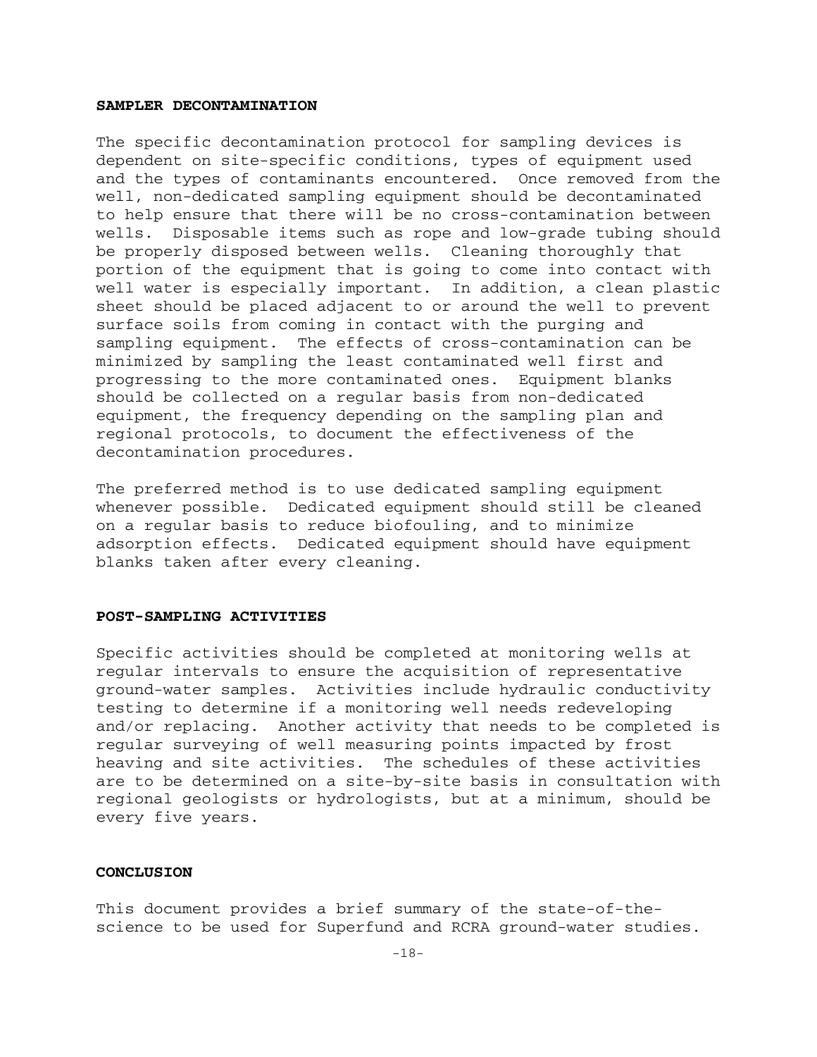## SAMPLER DECONTAMINATION

The specific decontamination protocol for sampling devices is dependent on site-specific conditions, types of equipment used and the types of contaminants encountered. Once removed from the well, non-dedicated sampling equipment should be decontaminated to help ensure that there will be no cross-contamination between wells. Disposable items such as rope and low-grade tubing should be properly disposed between wells. Cleaning thoroughly that portion of the equipment that is going to come into contact with well water is especially important. In addition, a clean plastic sheet should be placed adjacent to or around the well to prevent surface soils from coming in contact with the purging and sampling equipment. The effects of cross-contamination can be minimized by sampling the least contaminated well first and progressing to the more contaminated ones. Equipment blanks should be collected on a regular basis from non-dedicated equipment, the frequency depending on the sampling plan and regional protocols, to document the effectiveness of the decontamination procedures.

The preferred method is to use dedicated sampling equipment whenever possible. Dedicated equipment should still be cleaned on a regular basis to reduce biofouling, and to minimize adsorption effects. Dedicated equipment should have equipment blanks taken after every cleaning.

## POST-SAMPLING ACTIVITIES

Specific activities should be completed at monitoring wells at regular intervals to ensure the acquisition of representative ground-water samples. Activities include hydraulic conductivity testing to determine if a monitoring well needs redeveloping and/or replacing. Another activity that needs to be completed is regular surveying of well measuring points impacted by frost heaving and site activities. The schedules of these activities are to be determined on a site-by-site basis in consultation with regional geologists or hydrologists, but at a minimum, should be every five years.

## CONCLUSION

This document provides a brief summary of the state-of-the-science to be used for Superfund and RCRA ground-water studies.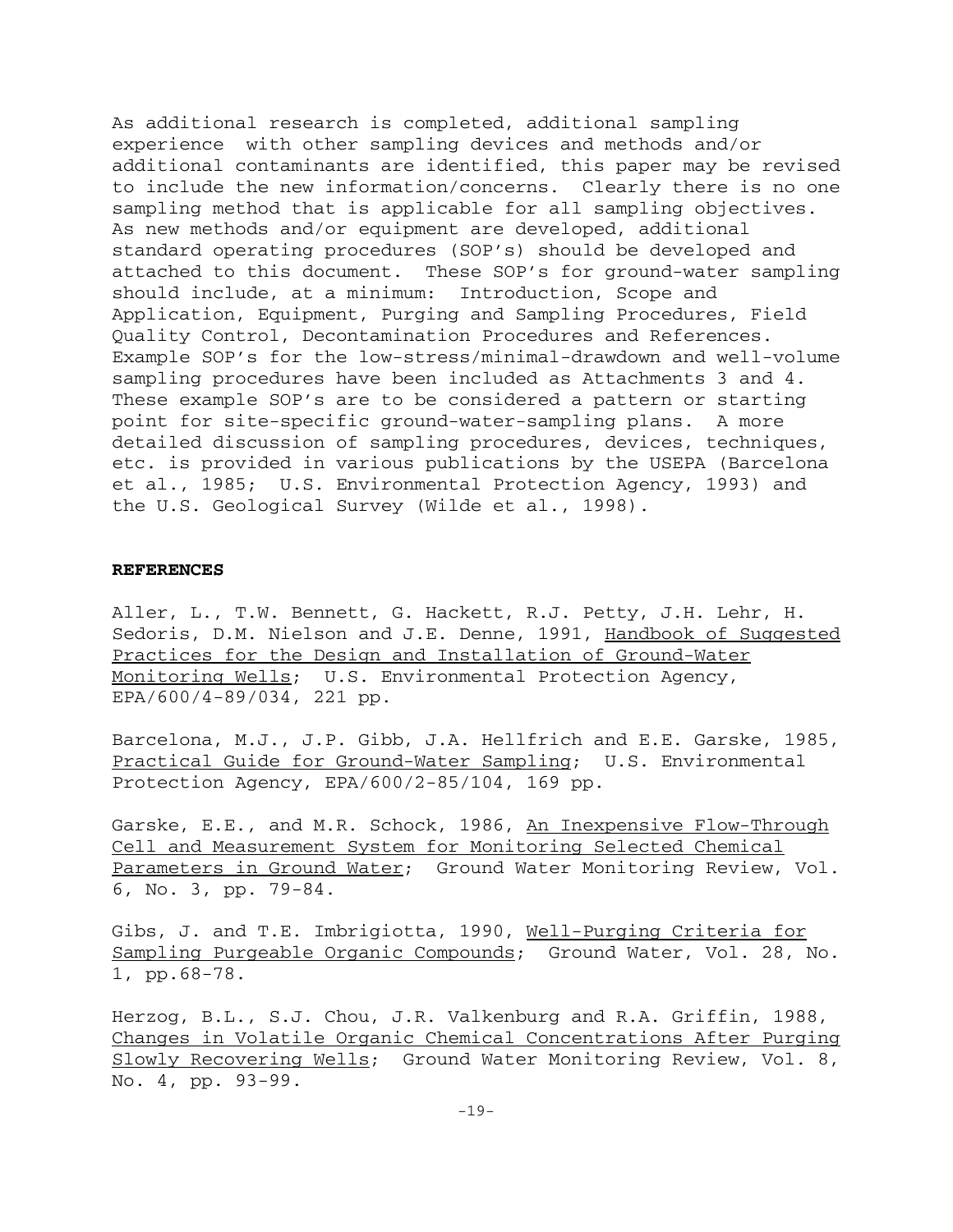As additional research is completed, additional sampling experience with other sampling devices and methods and/or additional contaminants are identified, this paper may be revised to include the new information/concerns. Clearly there is no one sampling method that is applicable for all sampling objectives. As new methods and/or equipment are developed, additional standard operating procedures (SOP's) should be developed and attached to this document. These SOP's for ground-water sampling should include, at a minimum: Introduction, Scope and Application, Equipment, Purging and Sampling Procedures, Field Quality Control, Decontamination Procedures and References. Example SOP's for the low-stress/minimal-drawdown and well-volume sampling procedures have been included as Attachments 3 and 4. These example SOP's are to be considered a pattern or starting point for site-specific ground-water-sampling plans. A more detailed discussion of sampling procedures, devices, techniques, etc. is provided in various publications by the USEPA (Barcelona et al., 1985; U.S. Environmental Protection Agency, 1993) and the U.S. Geological Survey (Wilde et al., 1998).

**REFERENCES**

Aller, L., T.W. Bennett, G. Hackett, R.J. Petty, J.H. Lehr, H. Sedoris, D.M. Nielson and J.E. Denne, 1991, <u>Handbook of Suggested Practices for the Design and Installation of Ground-Water Monitoring Wells</u>; U.S. Environmental Protection Agency, EPA/600/4-89/034, 221 pp.

Barcelona, M.J., J.P. Gibb, J.A. Hellfrich and E.E. Garske, 1985, <u>Practical Guide for Ground-Water Sampling</u>; U.S. Environmental Protection Agency, EPA/600/2-85/104, 169 pp.

Garske, E.E., and M.R. Schock, 1986, <u>An Inexpensive Flow-Through Cell and Measurement System for Monitoring Selected Chemical Parameters in Ground Water</u>; Ground Water Monitoring Review, Vol. 6, No. 3, pp. 79-84.

Gibs, J. and T.E. Imbrigiotta, 1990, <u>Well-Purging Criteria for Sampling Purgeable Organic Compounds</u>; Ground Water, Vol. 28, No. 1, pp.68-78.

Herzog, B.L., S.J. Chou, J.R. Valkenburg and R.A. Griffin, 1988, <u>Changes in Volatile Organic Chemical Concentrations After Purging Slowly Recovering Wells</u>; Ground Water Monitoring Review, Vol. 8, No. 4, pp. 93-99.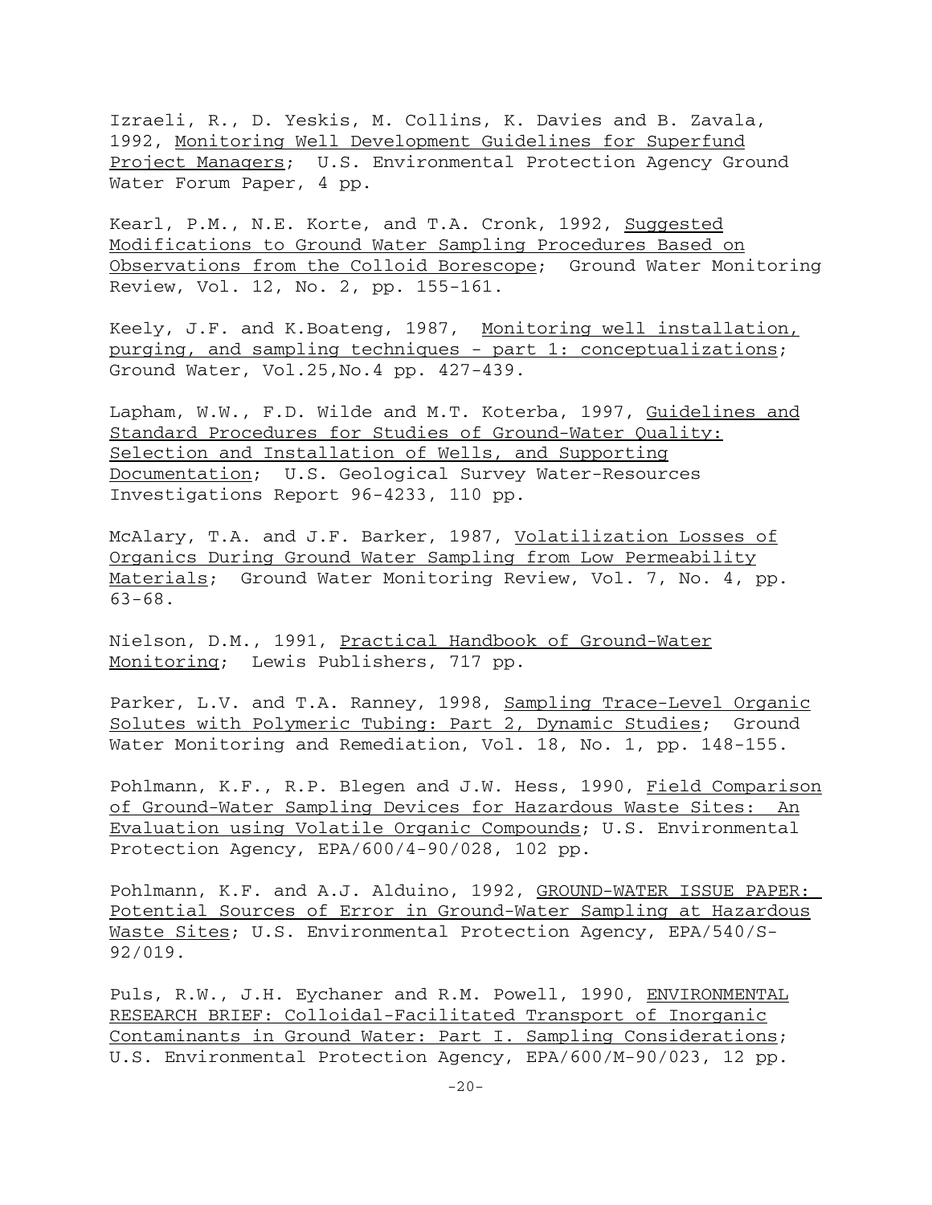Izraeli, R., D. Yeskis, M. Collins, K. Davies and B. Zavala, 1992, Monitoring Well Development Guidelines for Superfund Project Managers; U.S. Environmental Protection Agency Ground Water Forum Paper, 4 pp.

Kearl, P.M., N.E. Korte, and T.A. Cronk, 1992, Suggested Modifications to Ground Water Sampling Procedures Based on Observations from the Colloid Borescope; Ground Water Monitoring Review, Vol. 12, No. 2, pp. 155-161.

Keely, J.F. and K.Boateng, 1987, Monitoring well installation, purging, and sampling techniques - part 1: conceptualizations; Ground Water, Vol.25,No.4 pp. 427-439.

Lapham, W.W., F.D. Wilde and M.T. Koterba, 1997, Guidelines and Standard Procedures for Studies of Ground-Water Quality: Selection and Installation of Wells, and Supporting Documentation; U.S. Geological Survey Water-Resources Investigations Report 96-4233, 110 pp.

McAlary, T.A. and J.F. Barker, 1987, Volatilization Losses of Organics During Ground Water Sampling from Low Permeability Materials; Ground Water Monitoring Review, Vol. 7, No. 4, pp. 63-68.

Nielson, D.M., 1991, Practical Handbook of Ground-Water Monitoring; Lewis Publishers, 717 pp.

Parker, L.V. and T.A. Ranney, 1998, Sampling Trace-Level Organic Solutes with Polymeric Tubing: Part 2, Dynamic Studies; Ground Water Monitoring and Remediation, Vol. 18, No. 1, pp. 148-155.

Pohlmann, K.F., R.P. Blegen and J.W. Hess, 1990, Field Comparison of Ground-Water Sampling Devices for Hazardous Waste Sites: An Evaluation using Volatile Organic Compounds; U.S. Environmental Protection Agency, EPA/600/4-90/028, 102 pp.

Pohlmann, K.F. and A.J. Alduino, 1992, GROUND-WATER ISSUE PAPER: Potential Sources of Error in Ground-Water Sampling at Hazardous Waste Sites; U.S. Environmental Protection Agency, EPA/540/S-92/019.

Puls, R.W., J.H. Eychaner and R.M. Powell, 1990, ENVIRONMENTAL RESEARCH BRIEF: Colloidal-Facilitated Transport of Inorganic Contaminants in Ground Water: Part I. Sampling Considerations; U.S. Environmental Protection Agency, EPA/600/M-90/023, 12 pp.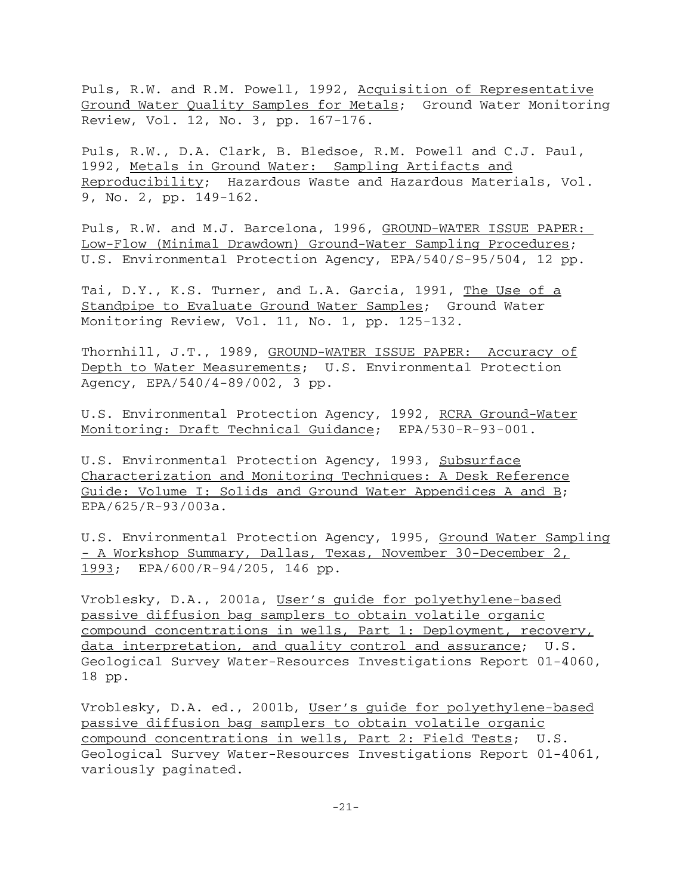Puls, R.W. and R.M. Powell, 1992, Acquisition of Representative Ground Water Quality Samples for Metals; Ground Water Monitoring Review, Vol. 12, No. 3, pp. 167-176.

Puls, R.W., D.A. Clark, B. Bledsoe, R.M. Powell and C.J. Paul, 1992, Metals in Ground Water: Sampling Artifacts and Reproducibility; Hazardous Waste and Hazardous Materials, Vol. 9, No. 2, pp. 149-162.

Puls, R.W. and M.J. Barcelona, 1996, GROUND-WATER ISSUE PAPER: Low-Flow (Minimal Drawdown) Ground-Water Sampling Procedures; U.S. Environmental Protection Agency, EPA/540/S-95/504, 12 pp.

Tai, D.Y., K.S. Turner, and L.A. Garcia, 1991, The Use of a Standpipe to Evaluate Ground Water Samples; Ground Water Monitoring Review, Vol. 11, No. 1, pp. 125-132.

Thornhill, J.T., 1989, GROUND-WATER ISSUE PAPER: Accuracy of Depth to Water Measurements; U.S. Environmental Protection Agency, EPA/540/4-89/002, 3 pp.

U.S. Environmental Protection Agency, 1992, RCRA Ground-Water Monitoring: Draft Technical Guidance; EPA/530-R-93-001.

U.S. Environmental Protection Agency, 1993, Subsurface Characterization and Monitoring Techniques: A Desk Reference Guide: Volume I: Solids and Ground Water Appendices A and B; EPA/625/R-93/003a.

U.S. Environmental Protection Agency, 1995, Ground Water Sampling - A Workshop Summary, Dallas, Texas, November 30-December 2, 1993; EPA/600/R-94/205, 146 pp.

Vroblesky, D.A., 2001a, User's guide for polyethylene-based passive diffusion bag samplers to obtain volatile organic compound concentrations in wells, Part 1: Deployment, recovery, data interpretation, and quality control and assurance; U.S. Geological Survey Water-Resources Investigations Report 01-4060, 18 pp.

Vroblesky, D.A. ed., 2001b, User's guide for polyethylene-based passive diffusion bag samplers to obtain volatile organic compound concentrations in wells, Part 2: Field Tests; U.S. Geological Survey Water-Resources Investigations Report 01-4061, variously paginated.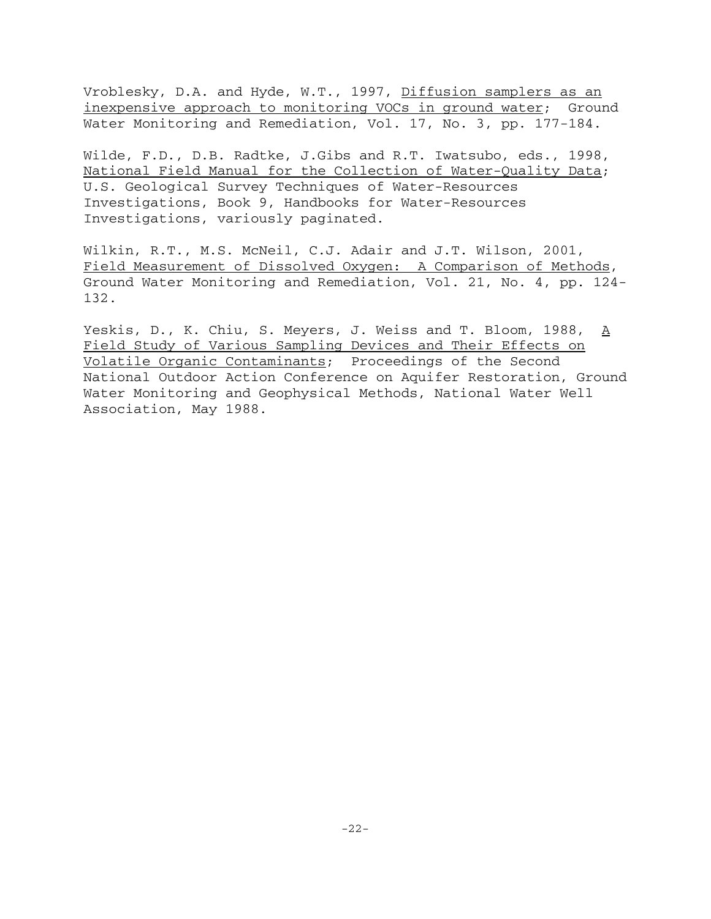Vroblesky, D.A. and Hyde, W.T., 1997, Diffusion samplers as an inexpensive approach to monitoring VOCs in ground water; Ground Water Monitoring and Remediation, Vol. 17, No. 3, pp. 177-184.

Wilde, F.D., D.B. Radtke, J.Gibs and R.T. Iwatsubo, eds., 1998, National Field Manual for the Collection of Water-Quality Data; U.S. Geological Survey Techniques of Water-Resources Investigations, Book 9, Handbooks for Water-Resources Investigations, variously paginated.

Wilkin, R.T., M.S. McNeil, C.J. Adair and J.T. Wilson, 2001, Field Measurement of Dissolved Oxygen: A Comparison of Methods, Ground Water Monitoring and Remediation, Vol. 21, No. 4, pp. 124-132.

Yeskis, D., K. Chiu, S. Meyers, J. Weiss and T. Bloom, 1988, A Field Study of Various Sampling Devices and Their Effects on Volatile Organic Contaminants; Proceedings of the Second National Outdoor Action Conference on Aquifer Restoration, Ground Water Monitoring and Geophysical Methods, National Water Well Association, May 1988.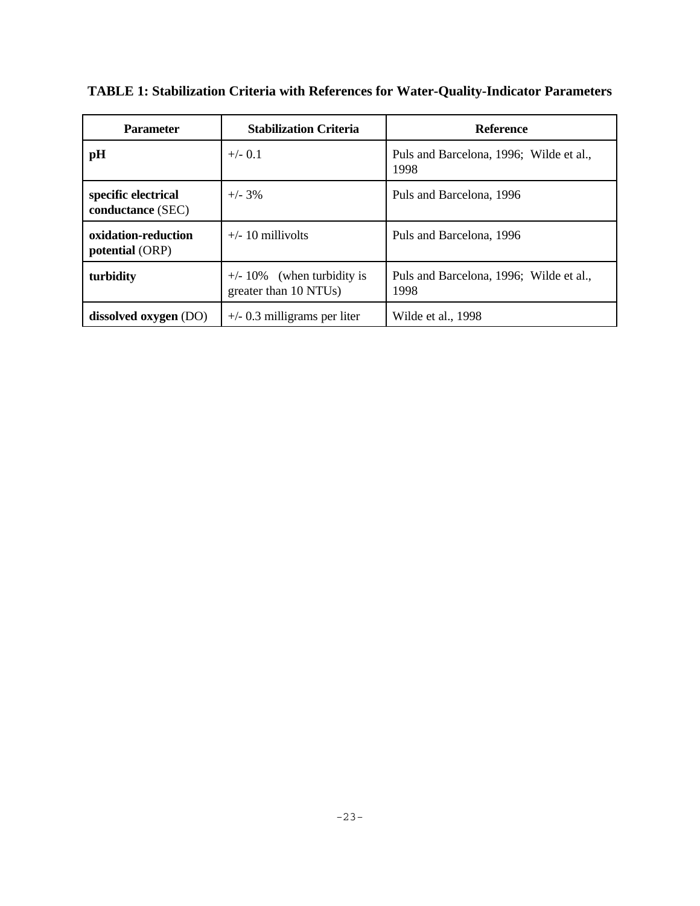**TABLE 1: Stabilization Criteria with References for Water-Quality-Indicator Parameters**

| Parameter | Stabilization Criteria | Reference |
|---|---|---|
| **pH** | +/- 0.1 | Puls and Barcelona, 1996; Wilde et al., 1998 |
| **specific electrical conductance** (SEC) | +/- 3% | Puls and Barcelona, 1996 |
| **oxidation-reduction potential** (ORP) | +/- 10 millivolts | Puls and Barcelona, 1996 |
| **turbidity** | +/- 10% (when turbidity is greater than 10 NTUs) | Puls and Barcelona, 1996; Wilde et al., 1998 |
| **dissolved oxygen** (DO) | +/- 0.3 milligrams per liter | Wilde et al., 1998 |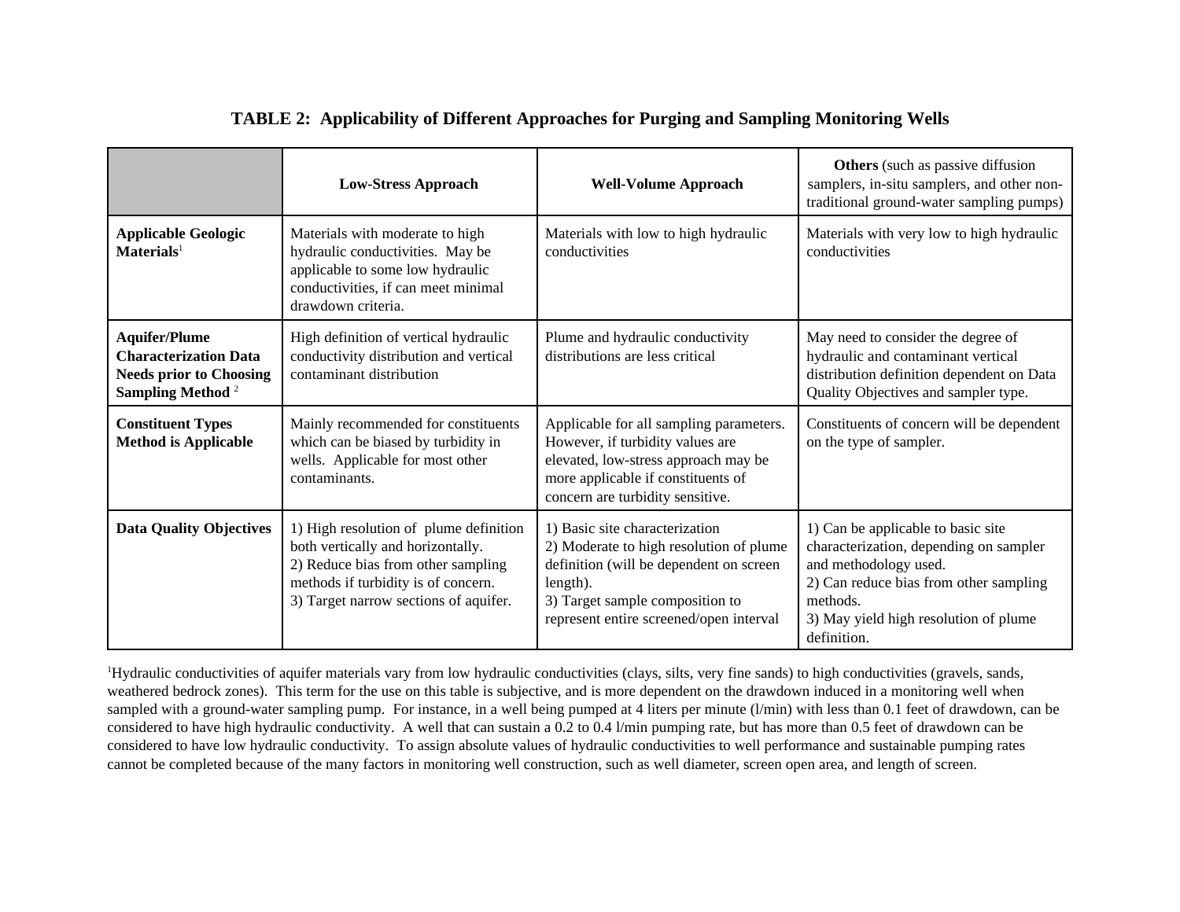**TABLE 2: Applicability of Different Approaches for Purging and Sampling Monitoring Wells**

| | **Low-Stress Approach** | **Well-Volume Approach** | **Others** (such as passive diffusion samplers, in-situ samplers, and other non-traditional ground-water sampling pumps) |
|---|---|---|---|
| **Applicable Geologic Materials**[1] | Materials with moderate to high hydraulic conductivities. May be applicable to some low hydraulic conductivities, if can meet minimal drawdown criteria. | Materials with low to high hydraulic conductivities | Materials with very low to high hydraulic conductivities |
| **Aquifer/Plume Characterization Data Needs prior to Choosing Sampling Method** [2] | High definition of vertical hydraulic conductivity distribution and vertical contaminant distribution | Plume and hydraulic conductivity distributions are less critical | May need to consider the degree of hydraulic and contaminant vertical distribution definition dependent on Data Quality Objectives and sampler type. |
| **Constituent Types Method is Applicable** | Mainly recommended for constituents which can be biased by turbidity in wells. Applicable for most other contaminants. | Applicable for all sampling parameters. However, if turbidity values are elevated, low-stress approach may be more applicable if constituents of concern are turbidity sensitive. | Constituents of concern will be dependent on the type of sampler. |
| **Data Quality Objectives** | 1) High resolution of plume definition both vertically and horizontally.<br>2) Reduce bias from other sampling methods if turbidity is of concern.<br>3) Target narrow sections of aquifer. | 1) Basic site characterization<br>2) Moderate to high resolution of plume definition (will be dependent on screen length).<br>3) Target sample composition to represent entire screened/open interval | 1) Can be applicable to basic site characterization, depending on sampler and methodology used.<br>2) Can reduce bias from other sampling methods.<br>3) May yield high resolution of plume definition. |

[1]Hydraulic conductivities of aquifer materials vary from low hydraulic conductivities (clays, silts, very fine sands) to high conductivities (gravels, sands, weathered bedrock zones). This term for the use on this table is subjective, and is more dependent on the drawdown induced in a monitoring well when sampled with a ground-water sampling pump. For instance, in a well being pumped at 4 liters per minute (l/min) with less than 0.1 feet of drawdown, can be considered to have high hydraulic conductivity. A well that can sustain a 0.2 to 0.4 l/min pumping rate, but has more than 0.5 feet of drawdown can be considered to have low hydraulic conductivity. To assign absolute values of hydraulic conductivities to well performance and sustainable pumping rates cannot be completed because of the many factors in monitoring well construction, such as well diameter, screen open area, and length of screen.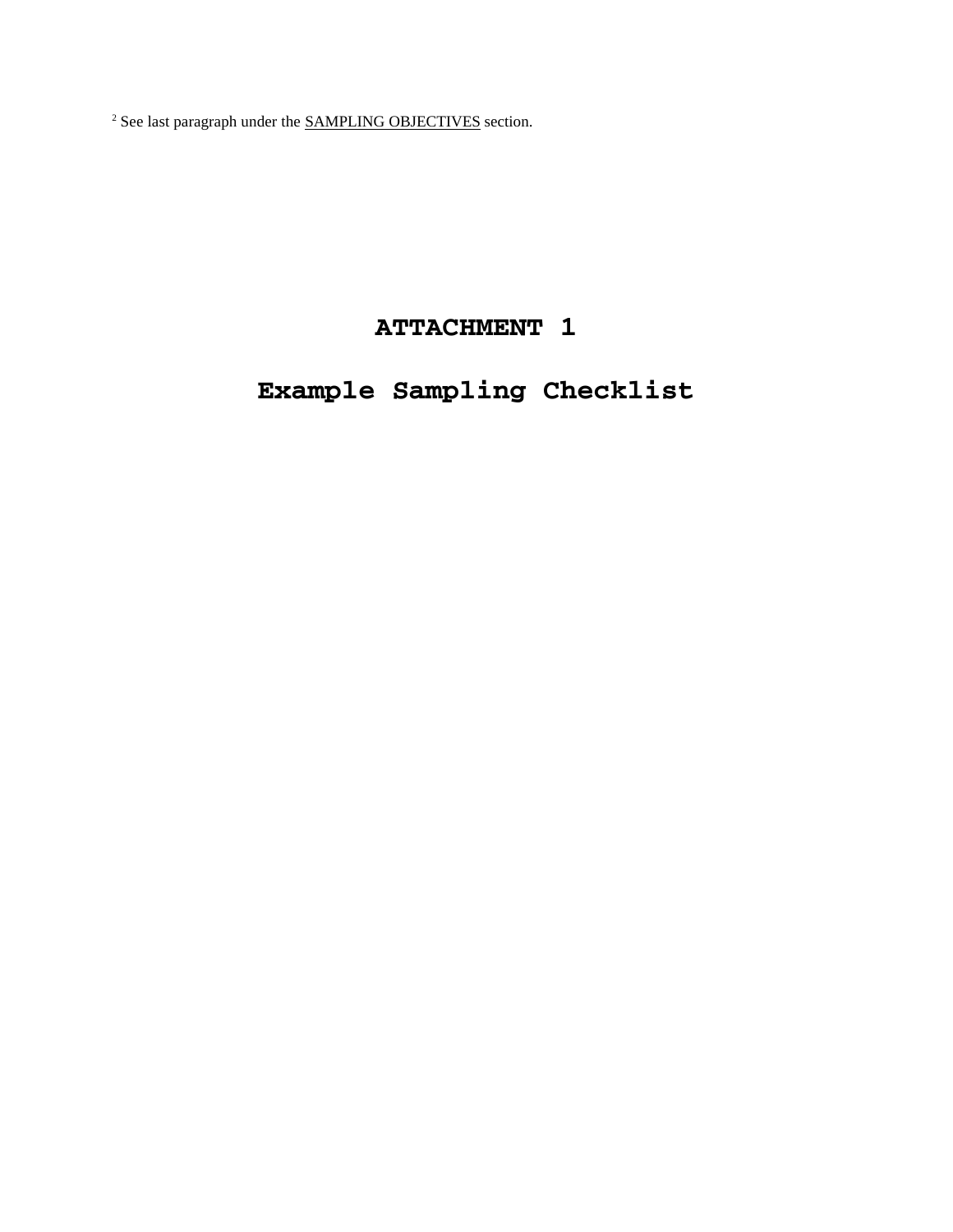[2] See last paragraph under the SAMPLING OBJECTIVES section.

# ATTACHMENT 1

# Example Sampling Checklist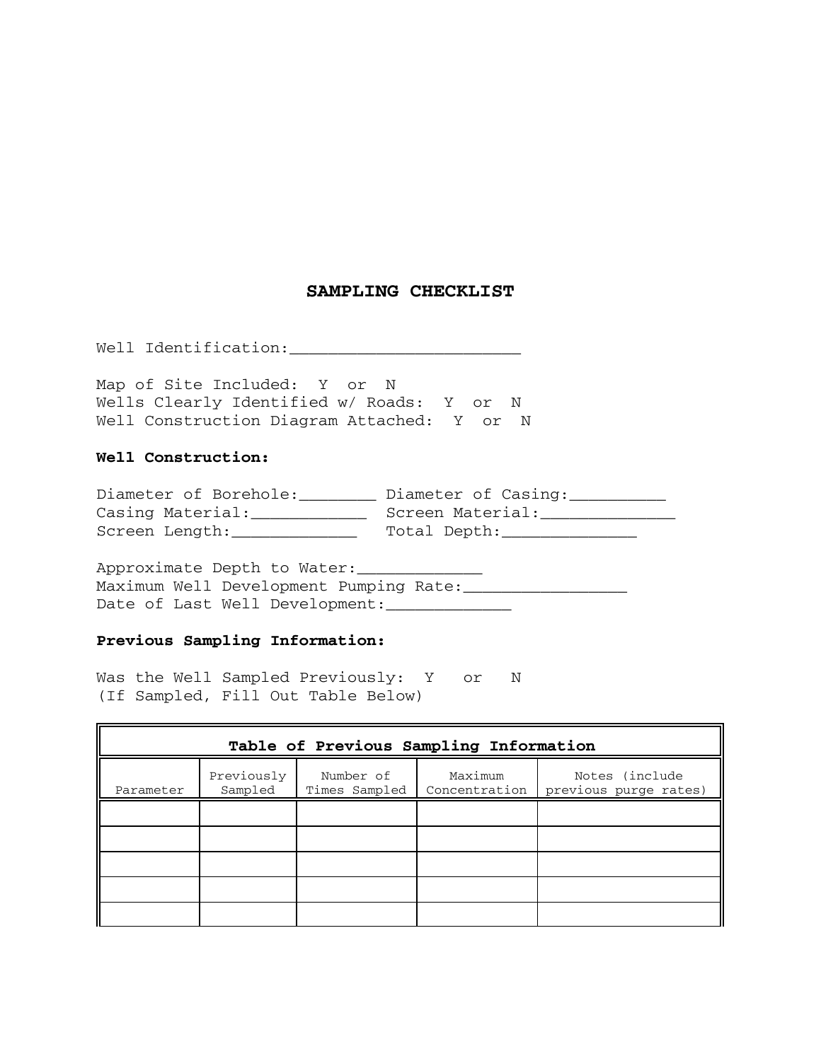# SAMPLING CHECKLIST

Well Identification:________________________

Map of Site Included: Y or N
Wells Clearly Identified w/ Roads: Y or N
Well Construction Diagram Attached: Y or N

**Well Construction:**

Diameter of Borehole:________ Diameter of Casing:__________
Casing Material:____________ Screen Material:______________
Screen Length:_____________ Total Depth:______________

Approximate Depth to Water:_____________
Maximum Well Development Pumping Rate:_________________
Date of Last Well Development:_____________

**Previous Sampling Information:**

Was the Well Sampled Previously: Y or N
(If Sampled, Fill Out Table Below)

**Table of Previous Sampling Information**

| Parameter | Previously Sampled | Number of Times Sampled | Maximum Concentration | Notes (include previous purge rates) |
|---|---|---|---|---|
| | | | | |
| | | | | |
| | | | | |
| | | | | |
| | | | | |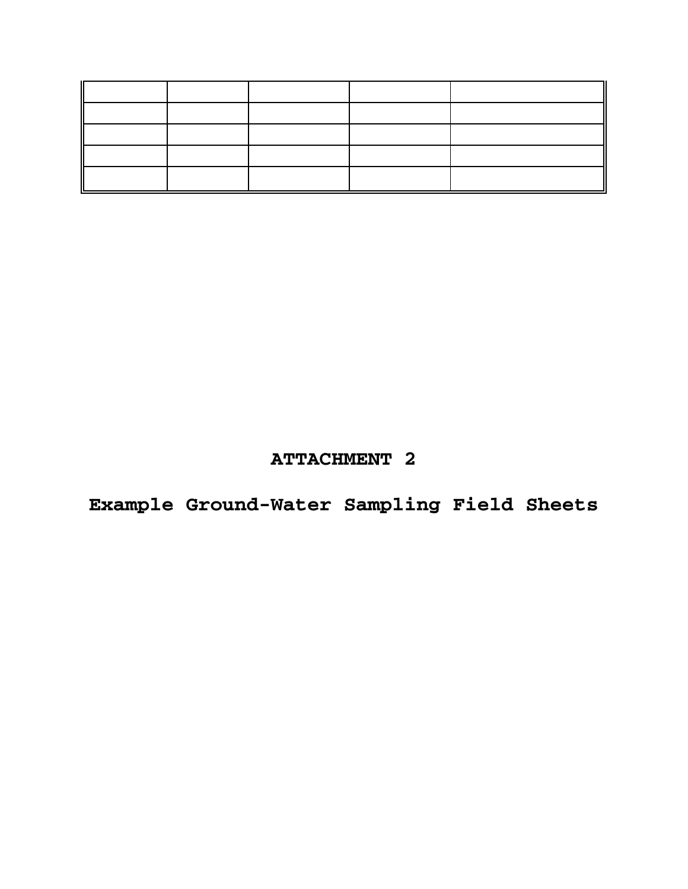| | | | | |
|---|---|---|---|---|
| | | | | |
| | | | | |
| | | | | |
| | | | | |

# ATTACHMENT 2

## Example Ground-Water Sampling Field Sheets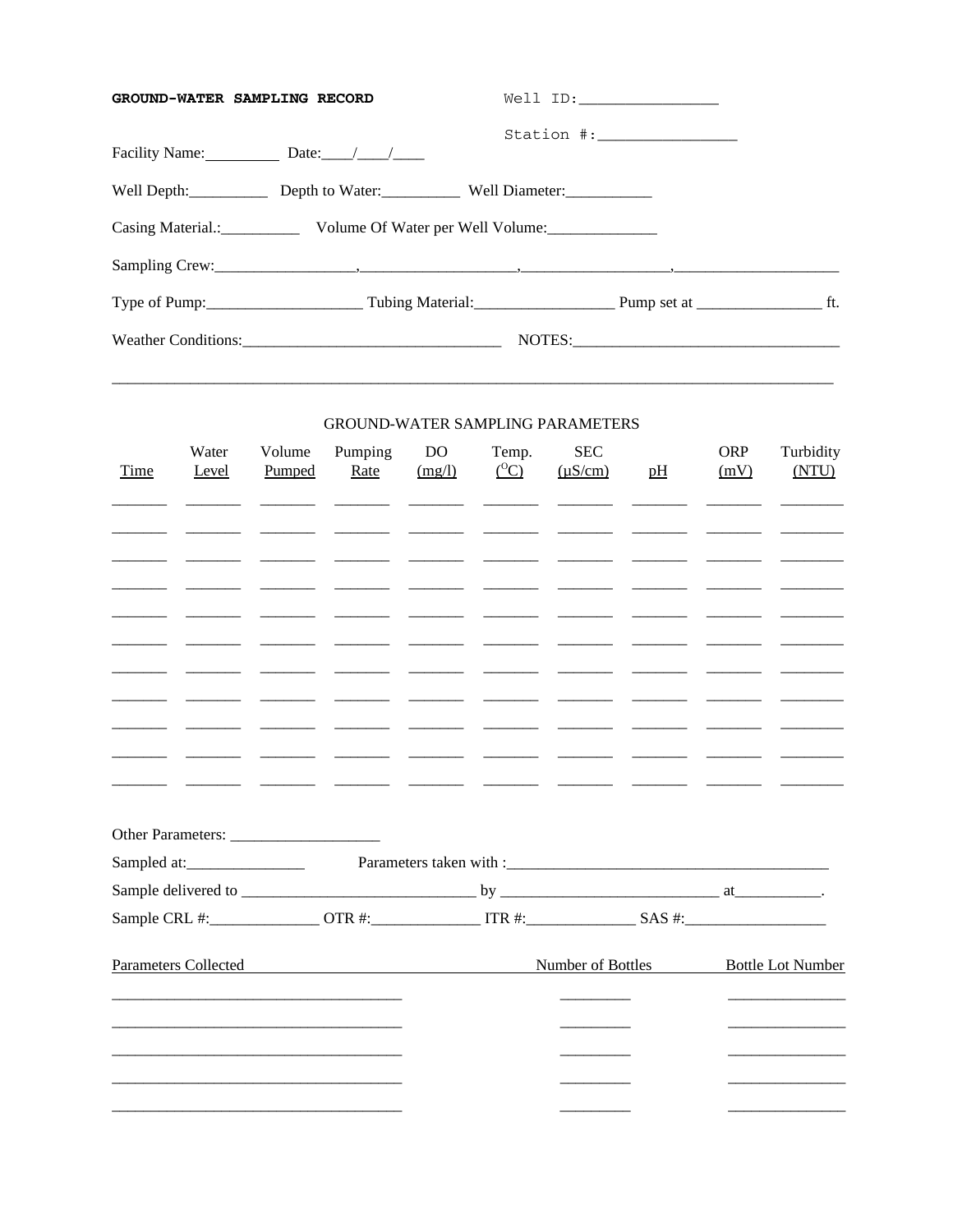**GROUND-WATER SAMPLING RECORD**

Well ID:________________

Station #:________________

Facility Name:__________ Date:____/____/____

Well Depth:__________ Depth to Water:__________ Well Diameter:___________

Casing Material.:__________ Volume Of Water per Well Volume:______________

Sampling Crew:_________________,___________________,__________________,_____________________

Type of Pump:___________________ Tubing Material:_________________ Pump set at ________________ ft.

Weather Conditions:________________________________ NOTES:__________________________________

_____________________________________________________________________________________________

GROUND-WATER SAMPLING PARAMETERS

| Time | Water Level | Volume Pumped | Pumping Rate | DO (mg/l) | Temp. ($^{O}C$) | SEC (µS/cm) | pH | ORP (mV) | Turbidity (NTU) |
|---|---|---|---|---|---|---|---|---|---|
| | | | | | | | | | |
| | | | | | | | | | |
| | | | | | | | | | |
| | | | | | | | | | |
| | | | | | | | | | |
| | | | | | | | | | |
| | | | | | | | | | |
| | | | | | | | | | |
| | | | | | | | | | |
| | | | | | | | | | |
| | | | | | | | | | |

Other Parameters: ___________________

Sampled at:_______________ Parameters taken with :_________________________________________

Sample delivered to ______________________________ by ___________________________ at___________.

Sample CRL #:______________ OTR #:______________ ITR #:______________ SAS #:__________________

| Parameters Collected | Number of Bottles | Bottle Lot Number |
|---|---|---|
| | | |
| | | |
| | | |
| | | |
| | | |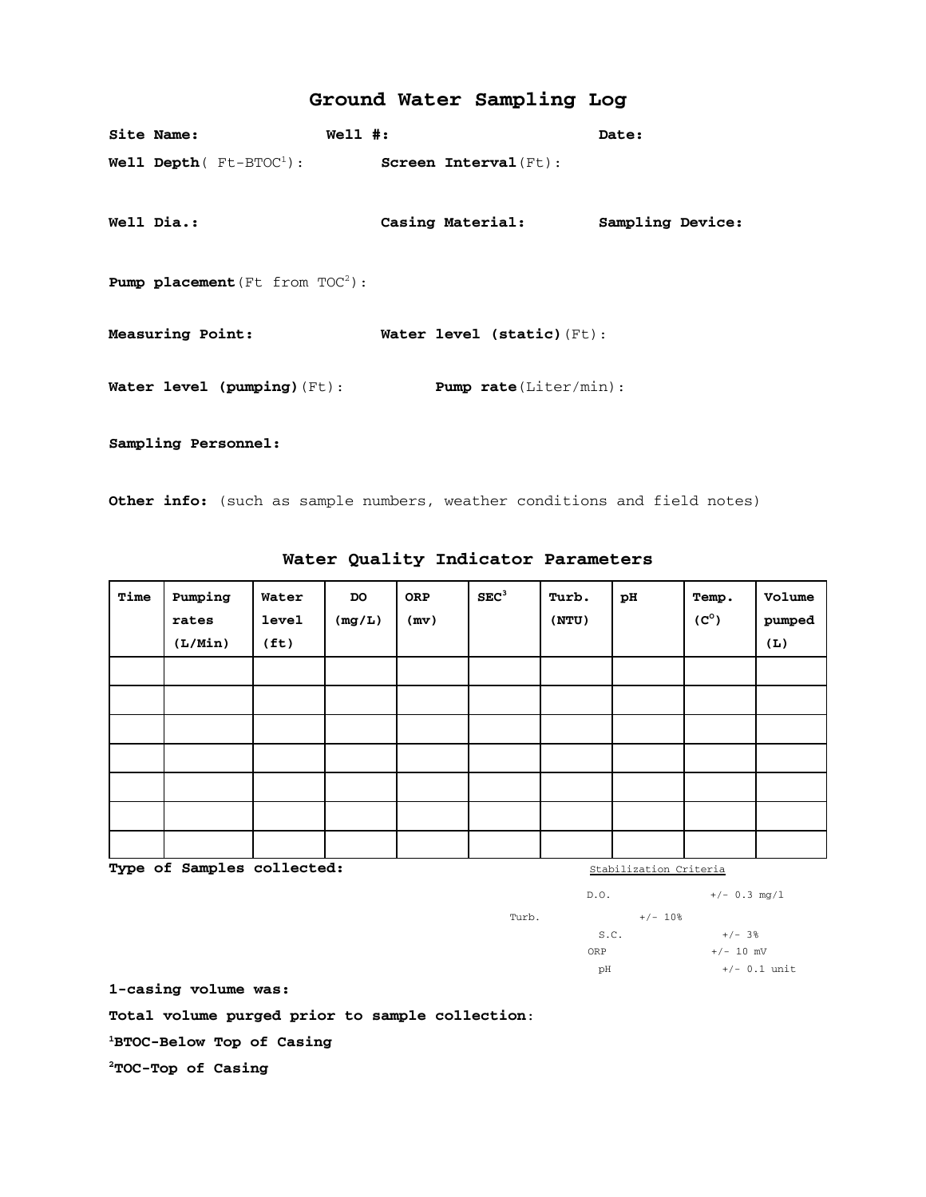# Ground Water Sampling Log

**Site Name:** **Well #:** **Date:**

**Well Depth**( Ft-BTOC[1]): **Screen Interval**(Ft):

**Well Dia.:** **Casing Material:** **Sampling Device:**

**Pump placement**(Ft from TOC[2]):

**Measuring Point:** **Water level (static)**(Ft):

**Water level (pumping)**(Ft): **Pump rate**(Liter/min):

**Sampling Personnel:**

**Other info:** (such as sample numbers, weather conditions and field notes)

## Water Quality Indicator Parameters

| Time | Pumping rates (L/Min) | Water level (ft) | DO (mg/L) | ORP (mv) | SEC[3] | Turb. (NTU) | pH | Temp. ($C^o$) | Volume pumped (L) |
|---|---|---|---|---|---|---|---|---|---|
| | | | | | | | | | |
| | | | | | | | | | |
| | | | | | | | | | |
| | | | | | | | | | |
| | | | | | | | | | |
| | | | | | | | | | |
| | | | | | | | | | |

**Type of Samples collected:**

Stabilization Criteria

| | |
|---|---|
| D.O. | +/- 0.3 mg/l |
| Turb. | +/- 10% |
| S.C. | +/- 3% |
| ORP | +/- 10 mV |
| pH | +/- 0.1 unit |

**1-casing volume was:**

**Total volume purged prior to sample collection:**

**[1]BTOC-Below Top of Casing**

**[2]TOC-Top of Casing**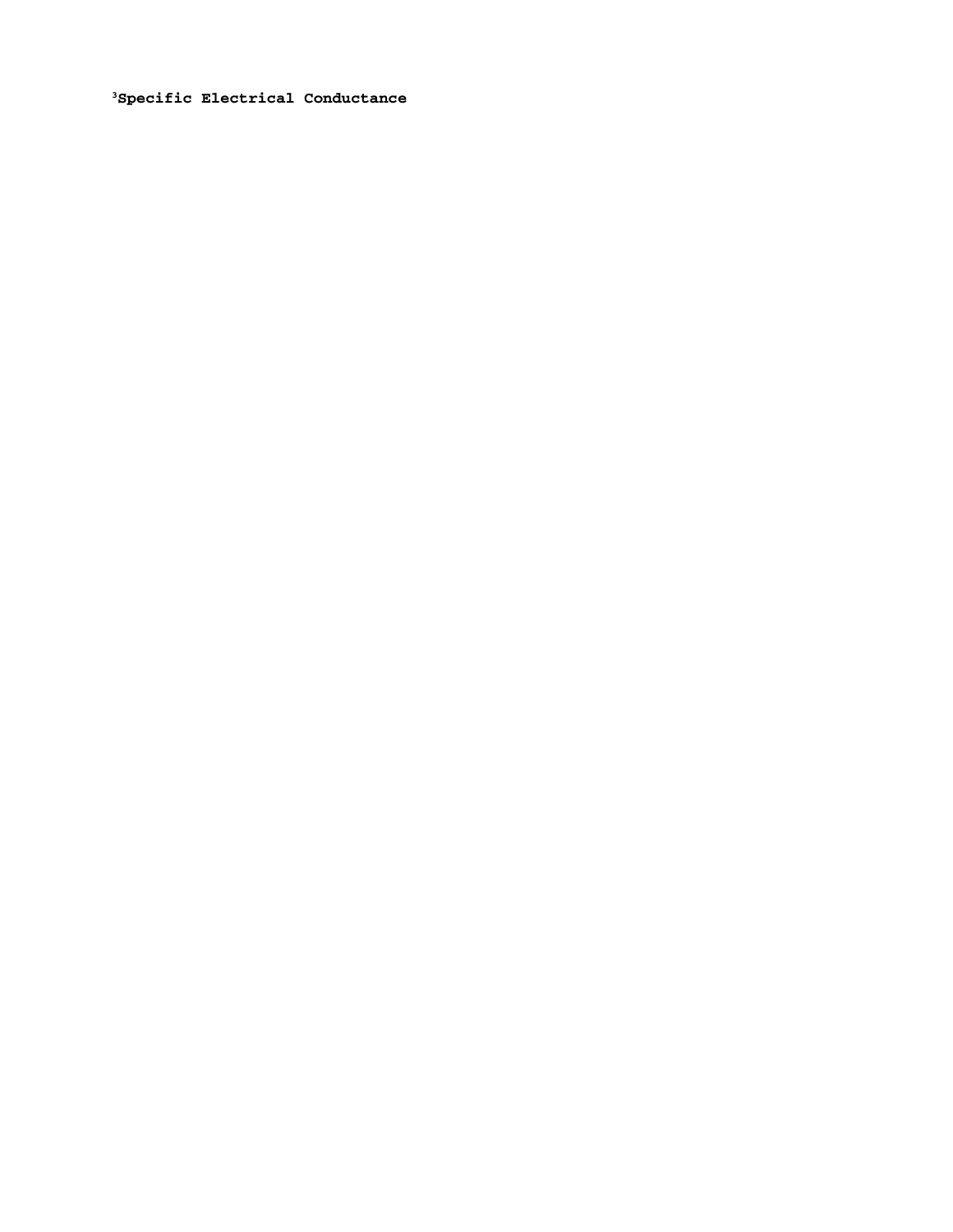[3]**Specific Electrical Conductance**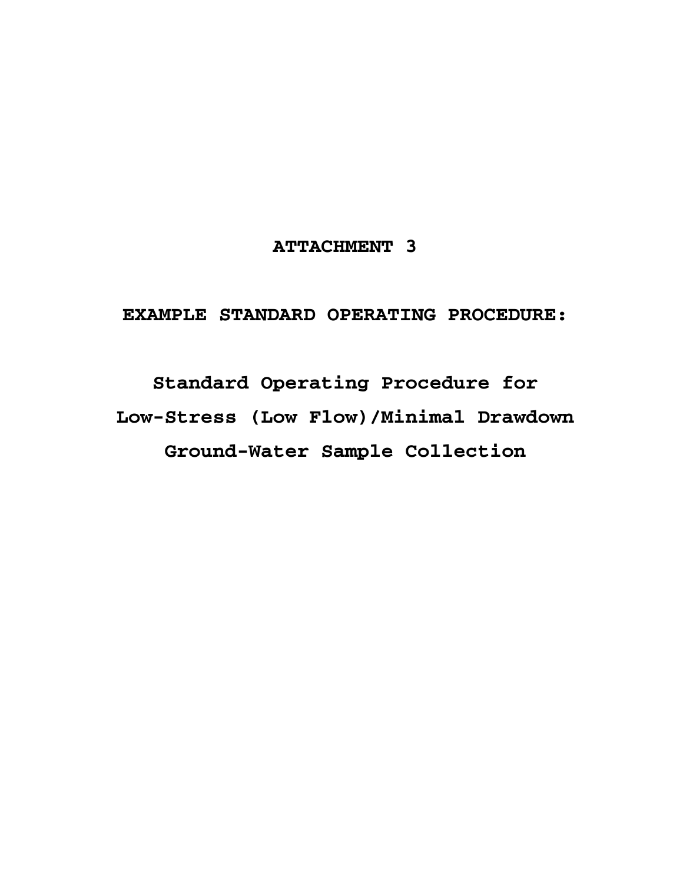# ATTACHMENT 3

## EXAMPLE STANDARD OPERATING PROCEDURE:

## Standard Operating Procedure for Low-Stress (Low Flow)/Minimal Drawdown Ground-Water Sample Collection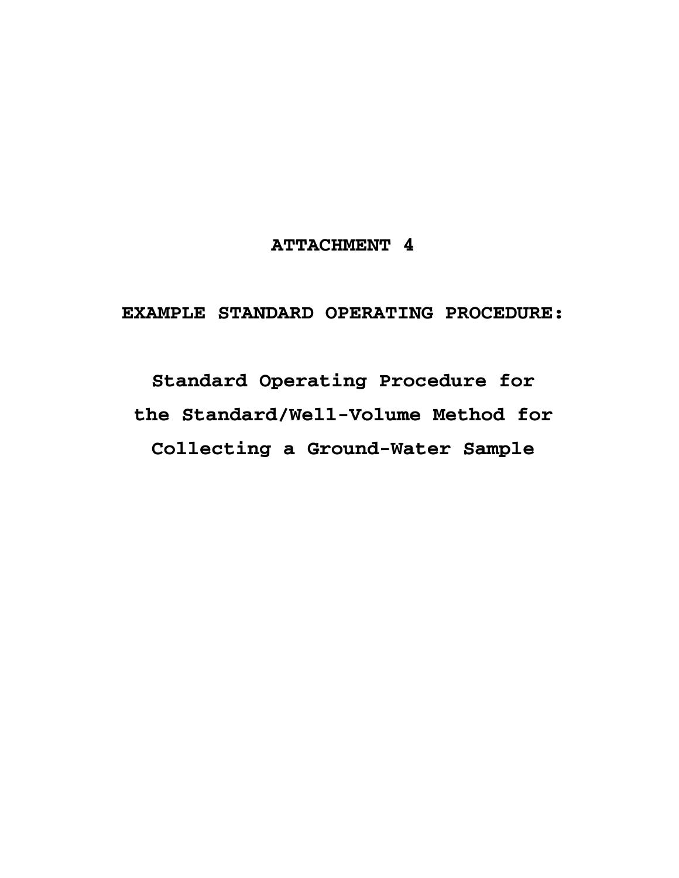# ATTACHMENT 4

## EXAMPLE STANDARD OPERATING PROCEDURE:

## Standard Operating Procedure for the Standard/Well-Volume Method for Collecting a Ground-Water Sample